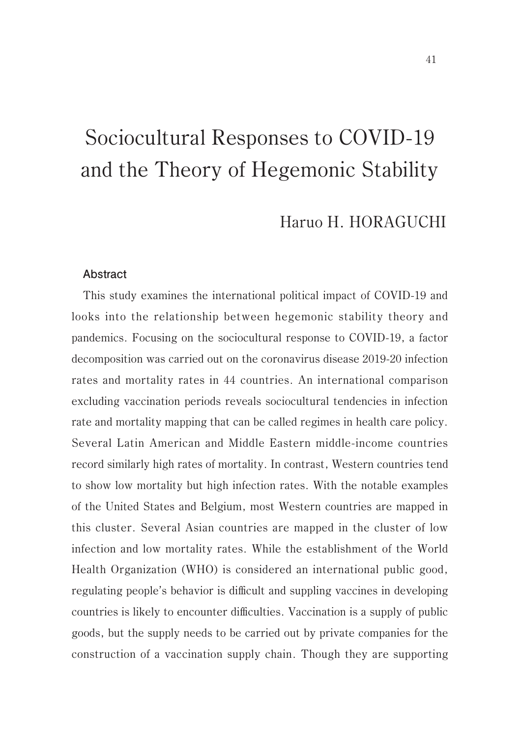# Sociocultural Responses to COVID-19 and the Theory of Hegemonic Stability

Haruo H. HORAGUCHI

## Abstract

This study examines the international political impact of COVID-19 and looks into the relationship between hegemonic stability theory and pandemics. Focusing on the sociocultural response to COVID-19, a factor decomposition was carried out on the coronavirus disease 2019-20 infection rates and mortality rates in 44 countries. An international comparison excluding vaccination periods reveals sociocultural tendencies in infection rate and mortality mapping that can be called regimes in health care policy. Several Latin American and Middle Eastern middle-income countries record similarly high rates of mortality. In contrast, Western countries tend to show low mortality but high infection rates. With the notable examples of the United States and Belgium, most Western countries are mapped in this cluster. Several Asian countries are mapped in the cluster of low infection and low mortality rates. While the establishment of the World Health Organization (WHO) is considered an international public good, regulating people's behavior is difficult and suppling vaccines in developing countries is likely to encounter difficulties. Vaccination is a supply of public goods, but the supply needs to be carried out by private companies for the construction of a vaccination supply chain. Though they are supporting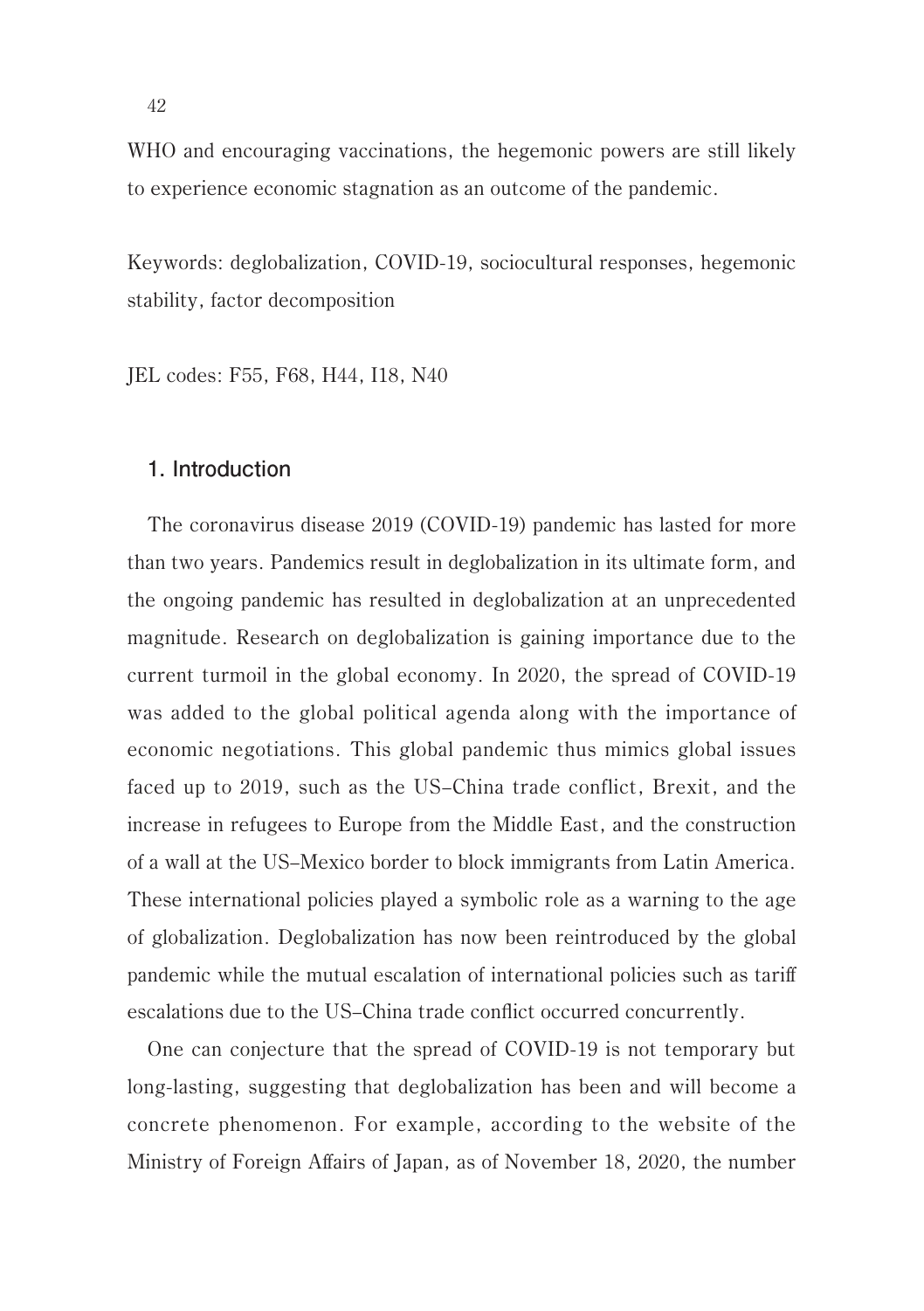WHO and encouraging vaccinations, the hegemonic powers are still likely to experience economic stagnation as an outcome of the pandemic.

Keywords: deglobalization, COVID-19, sociocultural responses, hegemonic stability, factor decomposition

JEL codes: F55, F68, H44, I18, N40

## 1. Introduction

The coronavirus disease 2019 (COVID-19) pandemic has lasted for more than two years. Pandemics result in deglobalization in its ultimate form, and the ongoing pandemic has resulted in deglobalization at an unprecedented magnitude. Research on deglobalization is gaining importance due to the current turmoil in the global economy. In 2020, the spread of COVID-19 was added to the global political agenda along with the importance of economic negotiations. This global pandemic thus mimics global issues faced up to 2019, such as the US–China trade conflict, Brexit, and the increase in refugees to Europe from the Middle East, and the construction of a wall at the US–Mexico border to block immigrants from Latin America. These international policies played a symbolic role as a warning to the age of globalization. Deglobalization has now been reintroduced by the global pandemic while the mutual escalation of international policies such as tariff escalations due to the US–China trade conflict occurred concurrently.

One can conjecture that the spread of COVID-19 is not temporary but long-lasting, suggesting that deglobalization has been and will become a concrete phenomenon. For example, according to the website of the Ministry of Foreign Affairs of Japan, as of November 18, 2020, the number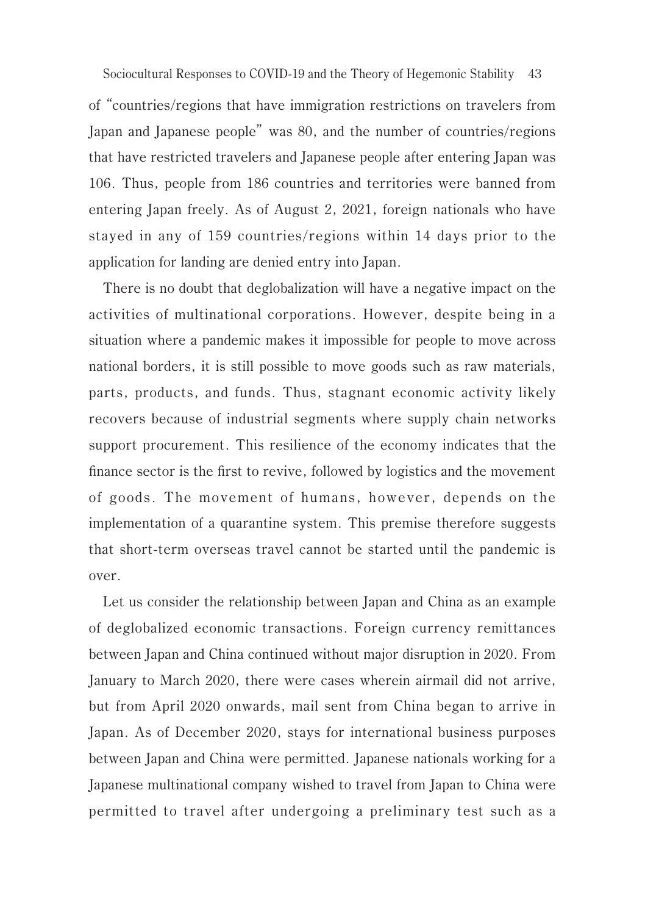of "countries/regions that have immigration restrictions on travelers from Japan and Japanese people" was 80, and the number of countries/regions that have restricted travelers and Japanese people after entering Japan was 106. Thus, people from 186 countries and territories were banned from entering Japan freely. As of August 2, 2021, foreign nationals who have stayed in any of 159 countries/regions within 14 days prior to the application for landing are denied entry into Japan.

There is no doubt that deglobalization will have a negative impact on the activities of multinational corporations. However, despite being in a situation where a pandemic makes it impossible for people to move across national borders, it is still possible to move goods such as raw materials, parts, products, and funds. Thus, stagnant economic activity likely recovers because of industrial segments where supply chain networks support procurement. This resilience of the economy indicates that the finance sector is the first to revive, followed by logistics and the movement of goods. The movement of humans, however, depends on the implementation of a quarantine system. This premise therefore suggests that short-term overseas travel cannot be started until the pandemic is over.

Let us consider the relationship between Japan and China as an example of deglobalized economic transactions. Foreign currency remittances between Japan and China continued without major disruption in 2020. From January to March 2020, there were cases wherein airmail did not arrive, but from April 2020 onwards, mail sent from China began to arrive in Japan. As of December 2020, stays for international business purposes between Japan and China were permitted. Japanese nationals working for a Japanese multinational company wished to travel from Japan to China were permitted to travel after undergoing a preliminary test such as a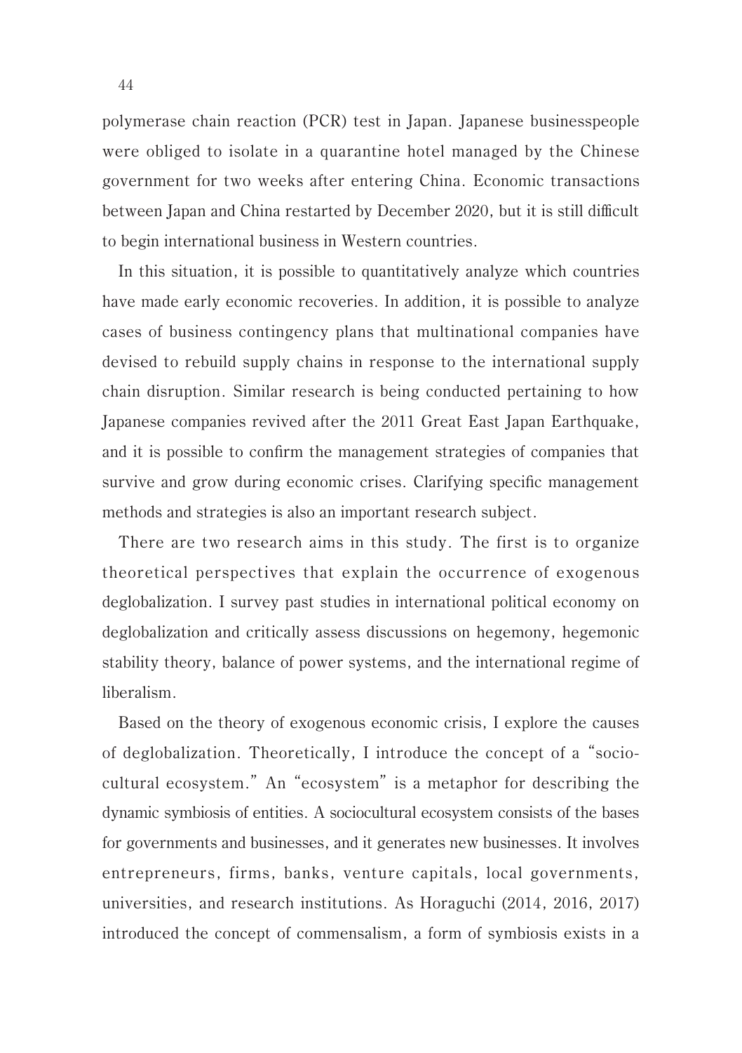polymerase chain reaction (PCR) test in Japan. Japanese businesspeople were obliged to isolate in a quarantine hotel managed by the Chinese government for two weeks after entering China. Economic transactions between Japan and China restarted by December 2020, but it is still difficult to begin international business in Western countries.

In this situation, it is possible to quantitatively analyze which countries have made early economic recoveries. In addition, it is possible to analyze cases of business contingency plans that multinational companies have devised to rebuild supply chains in response to the international supply chain disruption. Similar research is being conducted pertaining to how Japanese companies revived after the 2011 Great East Japan Earthquake, and it is possible to confirm the management strategies of companies that survive and grow during economic crises. Clarifying specific management methods and strategies is also an important research subject.

There are two research aims in this study. The first is to organize theoretical perspectives that explain the occurrence of exogenous deglobalization. I survey past studies in international political economy on deglobalization and critically assess discussions on hegemony, hegemonic stability theory, balance of power systems, and the international regime of liberalism.

Based on the theory of exogenous economic crisis, I explore the causes of deglobalization. Theoretically, I introduce the concept of a "sociocultural ecosystem." An "ecosystem" is a metaphor for describing the dynamic symbiosis of entities. A sociocultural ecosystem consists of the bases for governments and businesses, and it generates new businesses. It involves entrepreneurs, firms, banks, venture capitals, local governments, universities, and research institutions. As Horaguchi (2014, 2016, 2017) introduced the concept of commensalism, a form of symbiosis exists in a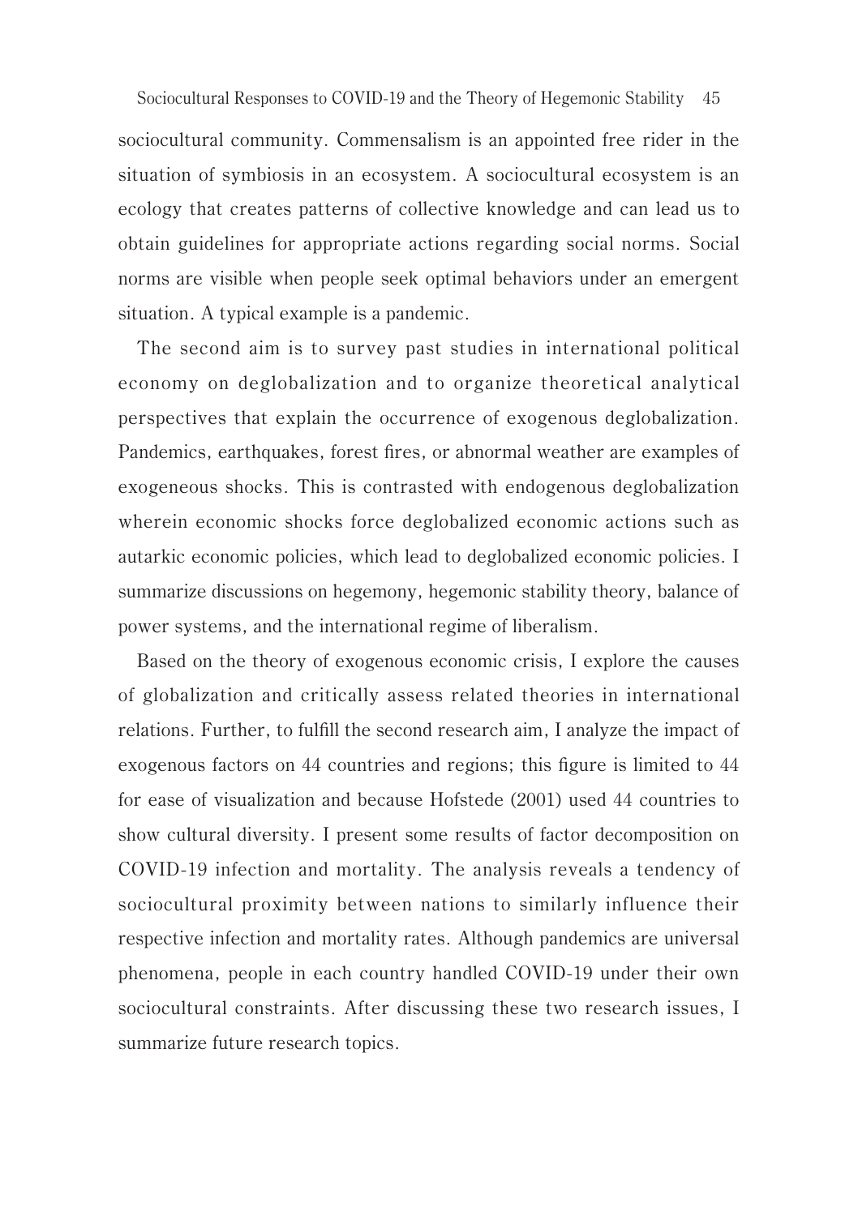sociocultural community. Commensalism is an appointed free rider in the situation of symbiosis in an ecosystem. A sociocultural ecosystem is an ecology that creates patterns of collective knowledge and can lead us to obtain guidelines for appropriate actions regarding social norms. Social norms are visible when people seek optimal behaviors under an emergent situation. A typical example is a pandemic.

The second aim is to survey past studies in international political economy on deglobalization and to organize theoretical analytical perspectives that explain the occurrence of exogenous deglobalization. Pandemics, earthquakes, forest fires, or abnormal weather are examples of exogeneous shocks. This is contrasted with endogenous deglobalization wherein economic shocks force deglobalized economic actions such as autarkic economic policies, which lead to deglobalized economic policies. I summarize discussions on hegemony, hegemonic stability theory, balance of power systems, and the international regime of liberalism.

Based on the theory of exogenous economic crisis, I explore the causes of globalization and critically assess related theories in international relations. Further, to fulfill the second research aim, I analyze the impact of exogenous factors on 44 countries and regions; this figure is limited to 44 for ease of visualization and because Hofstede (2001) used 44 countries to show cultural diversity. I present some results of factor decomposition on COVID-19 infection and mortality. The analysis reveals a tendency of sociocultural proximity between nations to similarly influence their respective infection and mortality rates. Although pandemics are universal phenomena, people in each country handled COVID-19 under their own sociocultural constraints. After discussing these two research issues, I summarize future research topics.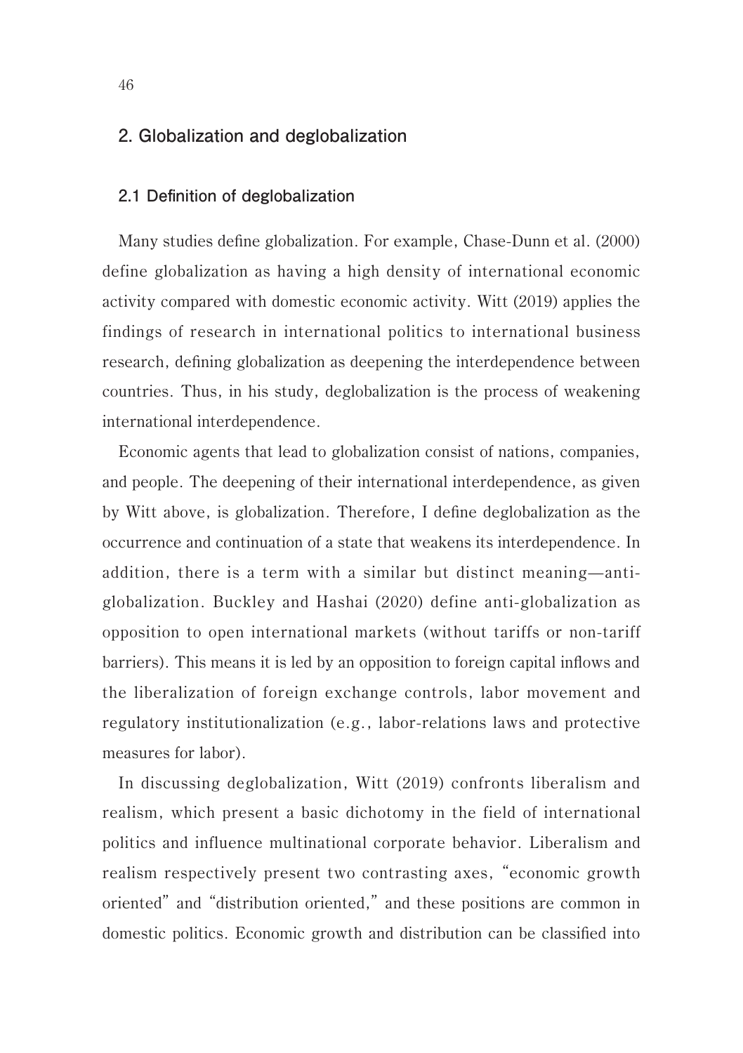## 2. Globalization and deglobalization

### 2.1 Definition of deglobalization

Many studies define globalization. For example, Chase-Dunn et al. (2000) define globalization as having a high density of international economic activity compared with domestic economic activity. Witt (2019) applies the findings of research in international politics to international business research, defining globalization as deepening the interdependence between countries. Thus, in his study, deglobalization is the process of weakening international interdependence.

Economic agents that lead to globalization consist of nations, companies, and people. The deepening of their international interdependence, as given by Witt above, is globalization. Therefore, I define deglobalization as the occurrence and continuation of a state that weakens its interdependence. In addition, there is a term with a similar but distinct meaning—anti-globalization. Buckley and Hashai (2020) define anti-globalization as opposition to open international markets (without tariffs or non-tariff barriers). This means it is led by an opposition to foreign capital inflows and the liberalization of foreign exchange controls, labor movement and regulatory institutionalization (e.g., labor-relations laws and protective measures for labor).

In discussing deglobalization, Witt (2019) confronts liberalism and realism, which present a basic dichotomy in the field of international politics and influence multinational corporate behavior. Liberalism and realism respectively present two contrasting axes, "economic growth oriented" and "distribution oriented," and these positions are common in domestic politics. Economic growth and distribution can be classified into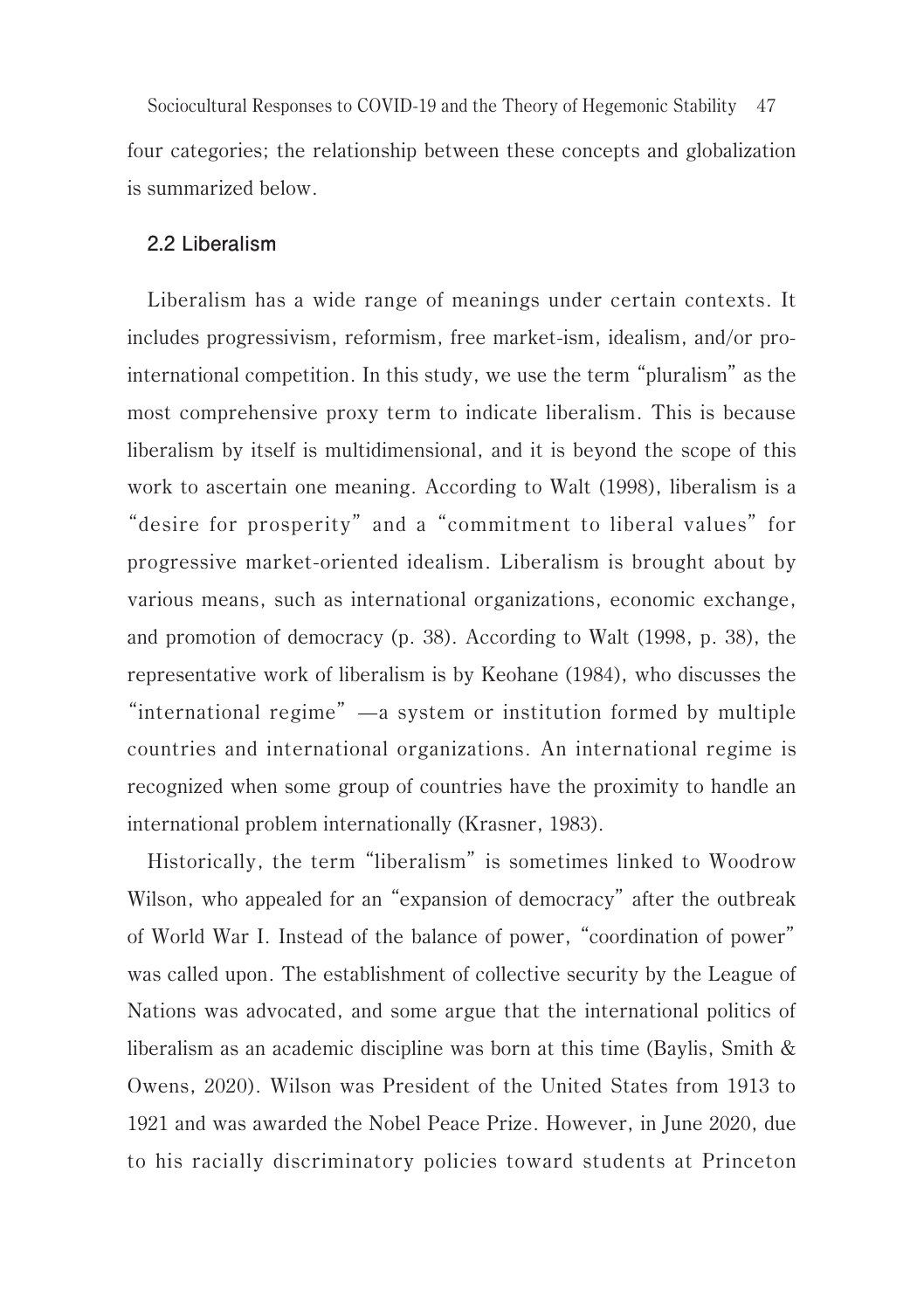four categories; the relationship between these concepts and globalization is summarized below.

### 2.2 Liberalism

Liberalism has a wide range of meanings under certain contexts. It includes progressivism, reformism, free market-ism, idealism, and/or pro-international competition. In this study, we use the term "pluralism" as the most comprehensive proxy term to indicate liberalism. This is because liberalism by itself is multidimensional, and it is beyond the scope of this work to ascertain one meaning. According to Walt (1998), liberalism is a "desire for prosperity" and a "commitment to liberal values" for progressive market-oriented idealism. Liberalism is brought about by various means, such as international organizations, economic exchange, and promotion of democracy (p. 38). According to Walt (1998, p. 38), the representative work of liberalism is by Keohane (1984), who discusses the "international regime" —a system or institution formed by multiple countries and international organizations. An international regime is recognized when some group of countries have the proximity to handle an international problem internationally (Krasner, 1983).

Historically, the term "liberalism" is sometimes linked to Woodrow Wilson, who appealed for an "expansion of democracy" after the outbreak of World War I. Instead of the balance of power, "coordination of power" was called upon. The establishment of collective security by the League of Nations was advocated, and some argue that the international politics of liberalism as an academic discipline was born at this time (Baylis, Smith & Owens, 2020). Wilson was President of the United States from 1913 to 1921 and was awarded the Nobel Peace Prize. However, in June 2020, due to his racially discriminatory policies toward students at Princeton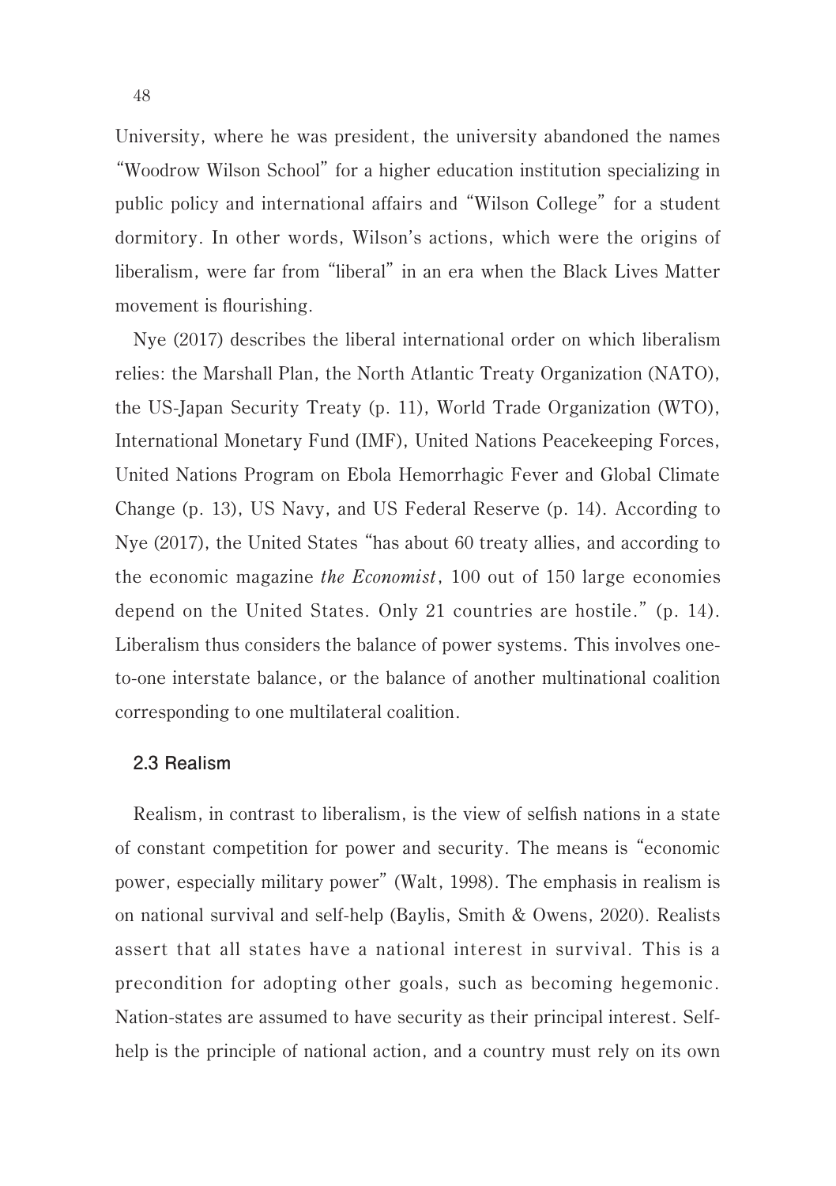University, where he was president, the university abandoned the names "Woodrow Wilson School" for a higher education institution specializing in public policy and international affairs and "Wilson College" for a student dormitory. In other words, Wilson's actions, which were the origins of liberalism, were far from "liberal" in an era when the Black Lives Matter movement is flourishing.

Nye (2017) describes the liberal international order on which liberalism relies: the Marshall Plan, the North Atlantic Treaty Organization (NATO), the US-Japan Security Treaty (p. 11), World Trade Organization (WTO), International Monetary Fund (IMF), United Nations Peacekeeping Forces, United Nations Program on Ebola Hemorrhagic Fever and Global Climate Change (p. 13), US Navy, and US Federal Reserve (p. 14). According to Nye (2017), the United States "has about 60 treaty allies, and according to the economic magazine *the Economist*, 100 out of 150 large economies depend on the United States. Only 21 countries are hostile." (p. 14). Liberalism thus considers the balance of power systems. This involves one-to-one interstate balance, or the balance of another multinational coalition corresponding to one multilateral coalition.

### 2.3 Realism

Realism, in contrast to liberalism, is the view of selfish nations in a state of constant competition for power and security. The means is "economic power, especially military power" (Walt, 1998). The emphasis in realism is on national survival and self-help (Baylis, Smith & Owens, 2020). Realists assert that all states have a national interest in survival. This is a precondition for adopting other goals, such as becoming hegemonic. Nation-states are assumed to have security as their principal interest. Self-help is the principle of national action, and a country must rely on its own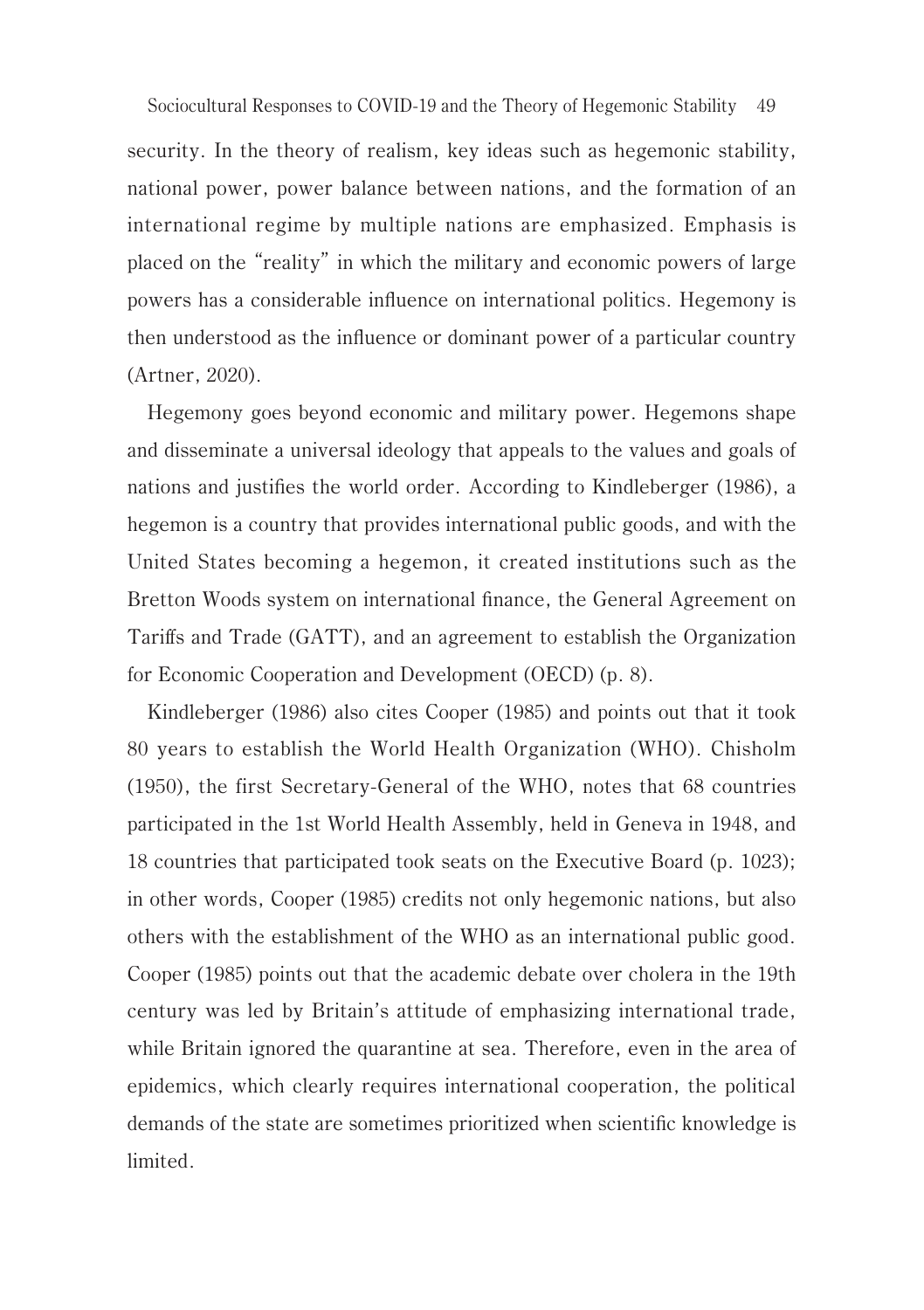security. In the theory of realism, key ideas such as hegemonic stability, national power, power balance between nations, and the formation of an international regime by multiple nations are emphasized. Emphasis is placed on the "reality" in which the military and economic powers of large powers has a considerable influence on international politics. Hegemony is then understood as the influence or dominant power of a particular country (Artner, 2020).

Hegemony goes beyond economic and military power. Hegemons shape and disseminate a universal ideology that appeals to the values and goals of nations and justifies the world order. According to Kindleberger (1986), a hegemon is a country that provides international public goods, and with the United States becoming a hegemon, it created institutions such as the Bretton Woods system on international finance, the General Agreement on Tariffs and Trade (GATT), and an agreement to establish the Organization for Economic Cooperation and Development (OECD) (p. 8).

Kindleberger (1986) also cites Cooper (1985) and points out that it took 80 years to establish the World Health Organization (WHO). Chisholm (1950), the first Secretary-General of the WHO, notes that 68 countries participated in the 1st World Health Assembly, held in Geneva in 1948, and 18 countries that participated took seats on the Executive Board (p. 1023); in other words, Cooper (1985) credits not only hegemonic nations, but also others with the establishment of the WHO as an international public good. Cooper (1985) points out that the academic debate over cholera in the 19th century was led by Britain's attitude of emphasizing international trade, while Britain ignored the quarantine at sea. Therefore, even in the area of epidemics, which clearly requires international cooperation, the political demands of the state are sometimes prioritized when scientific knowledge is limited.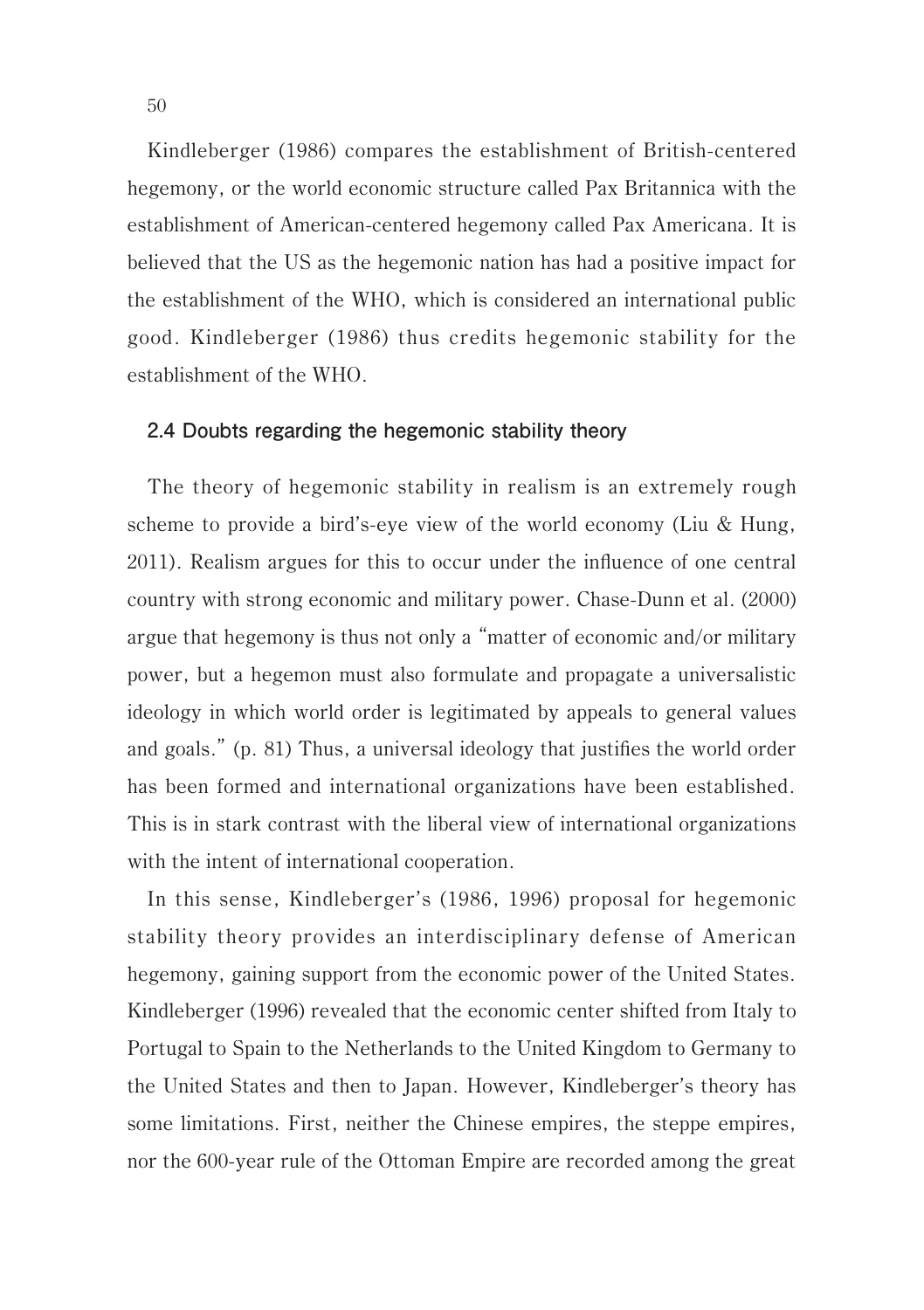Kindleberger (1986) compares the establishment of British-centered hegemony, or the world economic structure called Pax Britannica with the establishment of American-centered hegemony called Pax Americana. It is believed that the US as the hegemonic nation has had a positive impact for the establishment of the WHO, which is considered an international public good. Kindleberger (1986) thus credits hegemonic stability for the establishment of the WHO.

### 2.4 Doubts regarding the hegemonic stability theory

The theory of hegemonic stability in realism is an extremely rough scheme to provide a bird's-eye view of the world economy (Liu & Hung, 2011). Realism argues for this to occur under the influence of one central country with strong economic and military power. Chase-Dunn et al. (2000) argue that hegemony is thus not only a "matter of economic and/or military power, but a hegemon must also formulate and propagate a universalistic ideology in which world order is legitimated by appeals to general values and goals." (p. 81) Thus, a universal ideology that justifies the world order has been formed and international organizations have been established. This is in stark contrast with the liberal view of international organizations with the intent of international cooperation.

In this sense, Kindleberger's (1986, 1996) proposal for hegemonic stability theory provides an interdisciplinary defense of American hegemony, gaining support from the economic power of the United States. Kindleberger (1996) revealed that the economic center shifted from Italy to Portugal to Spain to the Netherlands to the United Kingdom to Germany to the United States and then to Japan. However, Kindleberger's theory has some limitations. First, neither the Chinese empires, the steppe empires, nor the 600-year rule of the Ottoman Empire are recorded among the great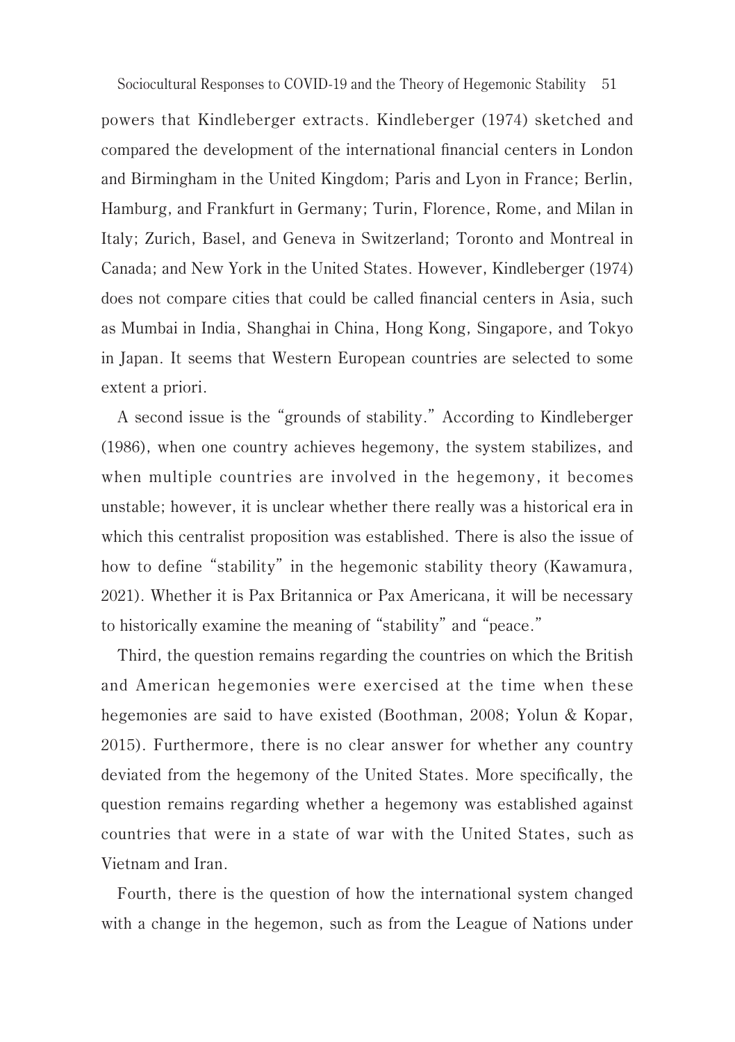powers that Kindleberger extracts. Kindleberger (1974) sketched and compared the development of the international financial centers in London and Birmingham in the United Kingdom; Paris and Lyon in France; Berlin, Hamburg, and Frankfurt in Germany; Turin, Florence, Rome, and Milan in Italy; Zurich, Basel, and Geneva in Switzerland; Toronto and Montreal in Canada; and New York in the United States. However, Kindleberger (1974) does not compare cities that could be called financial centers in Asia, such as Mumbai in India, Shanghai in China, Hong Kong, Singapore, and Tokyo in Japan. It seems that Western European countries are selected to some extent a priori.

A second issue is the "grounds of stability." According to Kindleberger (1986), when one country achieves hegemony, the system stabilizes, and when multiple countries are involved in the hegemony, it becomes unstable; however, it is unclear whether there really was a historical era in which this centralist proposition was established. There is also the issue of how to define "stability" in the hegemonic stability theory (Kawamura, 2021). Whether it is Pax Britannica or Pax Americana, it will be necessary to historically examine the meaning of "stability" and "peace."

Third, the question remains regarding the countries on which the British and American hegemonies were exercised at the time when these hegemonies are said to have existed (Boothman, 2008; Yolun & Kopar, 2015). Furthermore, there is no clear answer for whether any country deviated from the hegemony of the United States. More specifically, the question remains regarding whether a hegemony was established against countries that were in a state of war with the United States, such as Vietnam and Iran.

Fourth, there is the question of how the international system changed with a change in the hegemon, such as from the League of Nations under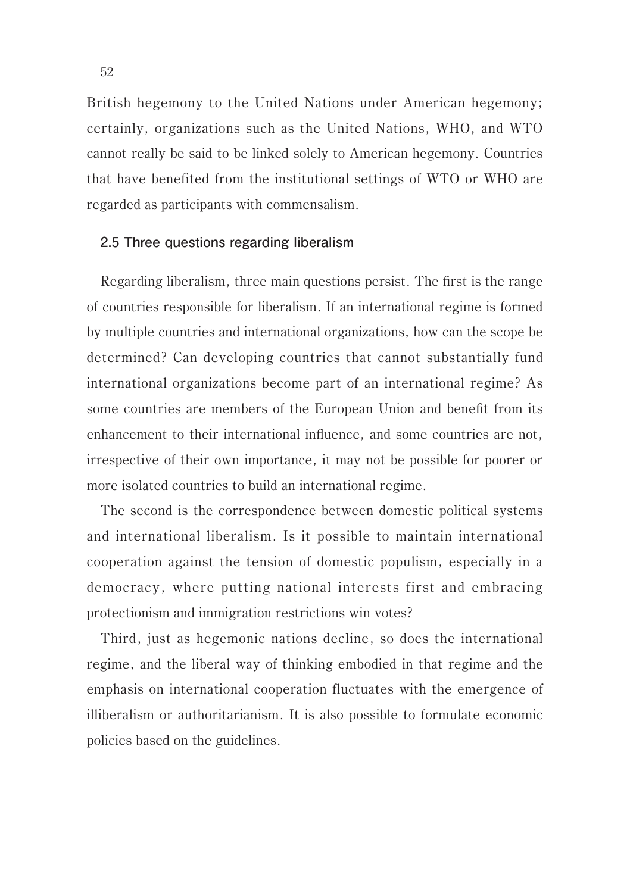British hegemony to the United Nations under American hegemony; certainly, organizations such as the United Nations, WHO, and WTO cannot really be said to be linked solely to American hegemony. Countries that have benefited from the institutional settings of WTO or WHO are regarded as participants with commensalism.

### 2.5 Three questions regarding liberalism

Regarding liberalism, three main questions persist. The first is the range of countries responsible for liberalism. If an international regime is formed by multiple countries and international organizations, how can the scope be determined? Can developing countries that cannot substantially fund international organizations become part of an international regime? As some countries are members of the European Union and benefit from its enhancement to their international influence, and some countries are not, irrespective of their own importance, it may not be possible for poorer or more isolated countries to build an international regime.

The second is the correspondence between domestic political systems and international liberalism. Is it possible to maintain international cooperation against the tension of domestic populism, especially in a democracy, where putting national interests first and embracing protectionism and immigration restrictions win votes?

Third, just as hegemonic nations decline, so does the international regime, and the liberal way of thinking embodied in that regime and the emphasis on international cooperation fluctuates with the emergence of illiberalism or authoritarianism. It is also possible to formulate economic policies based on the guidelines.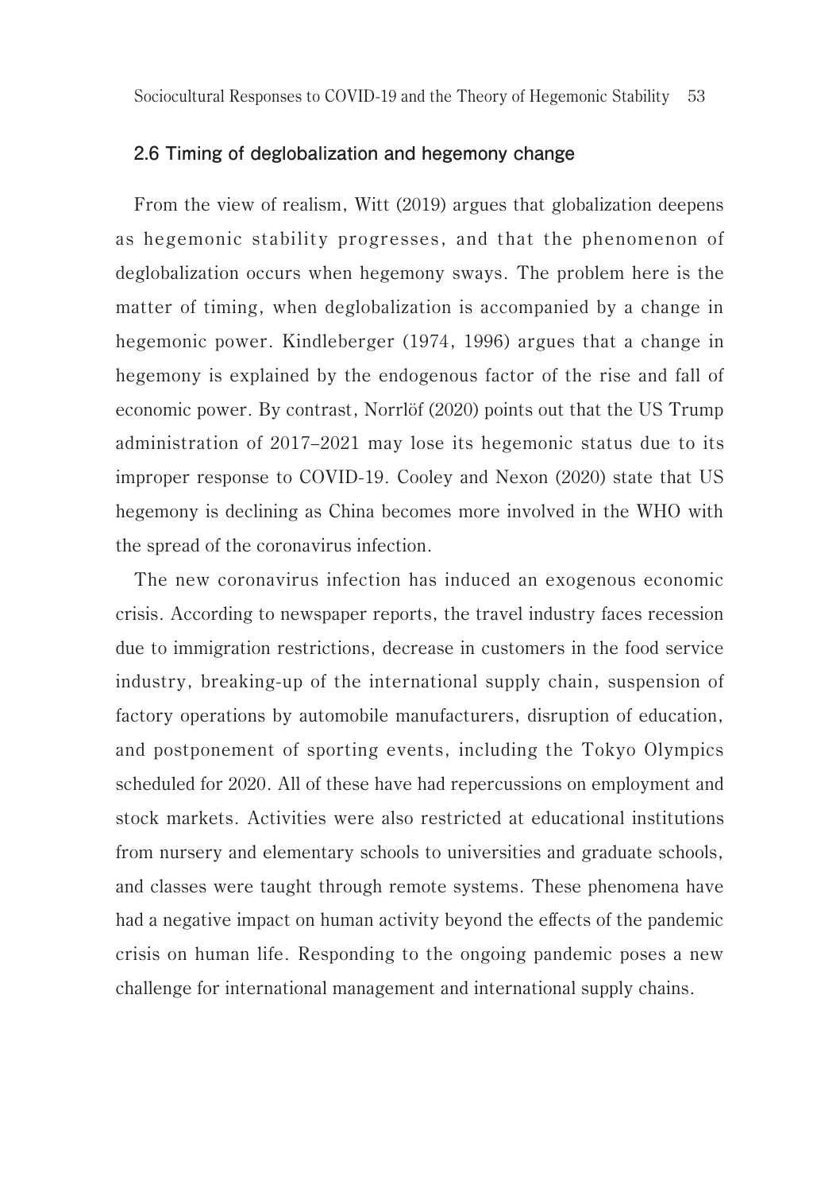### 2.6 Timing of deglobalization and hegemony change

From the view of realism, Witt (2019) argues that globalization deepens as hegemonic stability progresses, and that the phenomenon of deglobalization occurs when hegemony sways. The problem here is the matter of timing, when deglobalization is accompanied by a change in hegemonic power. Kindleberger (1974, 1996) argues that a change in hegemony is explained by the endogenous factor of the rise and fall of economic power. By contrast, Norrlöf (2020) points out that the US Trump administration of 2017–2021 may lose its hegemonic status due to its improper response to COVID-19. Cooley and Nexon (2020) state that US hegemony is declining as China becomes more involved in the WHO with the spread of the coronavirus infection.

The new coronavirus infection has induced an exogenous economic crisis. According to newspaper reports, the travel industry faces recession due to immigration restrictions, decrease in customers in the food service industry, breaking-up of the international supply chain, suspension of factory operations by automobile manufacturers, disruption of education, and postponement of sporting events, including the Tokyo Olympics scheduled for 2020. All of these have had repercussions on employment and stock markets. Activities were also restricted at educational institutions from nursery and elementary schools to universities and graduate schools, and classes were taught through remote systems. These phenomena have had a negative impact on human activity beyond the effects of the pandemic crisis on human life. Responding to the ongoing pandemic poses a new challenge for international management and international supply chains.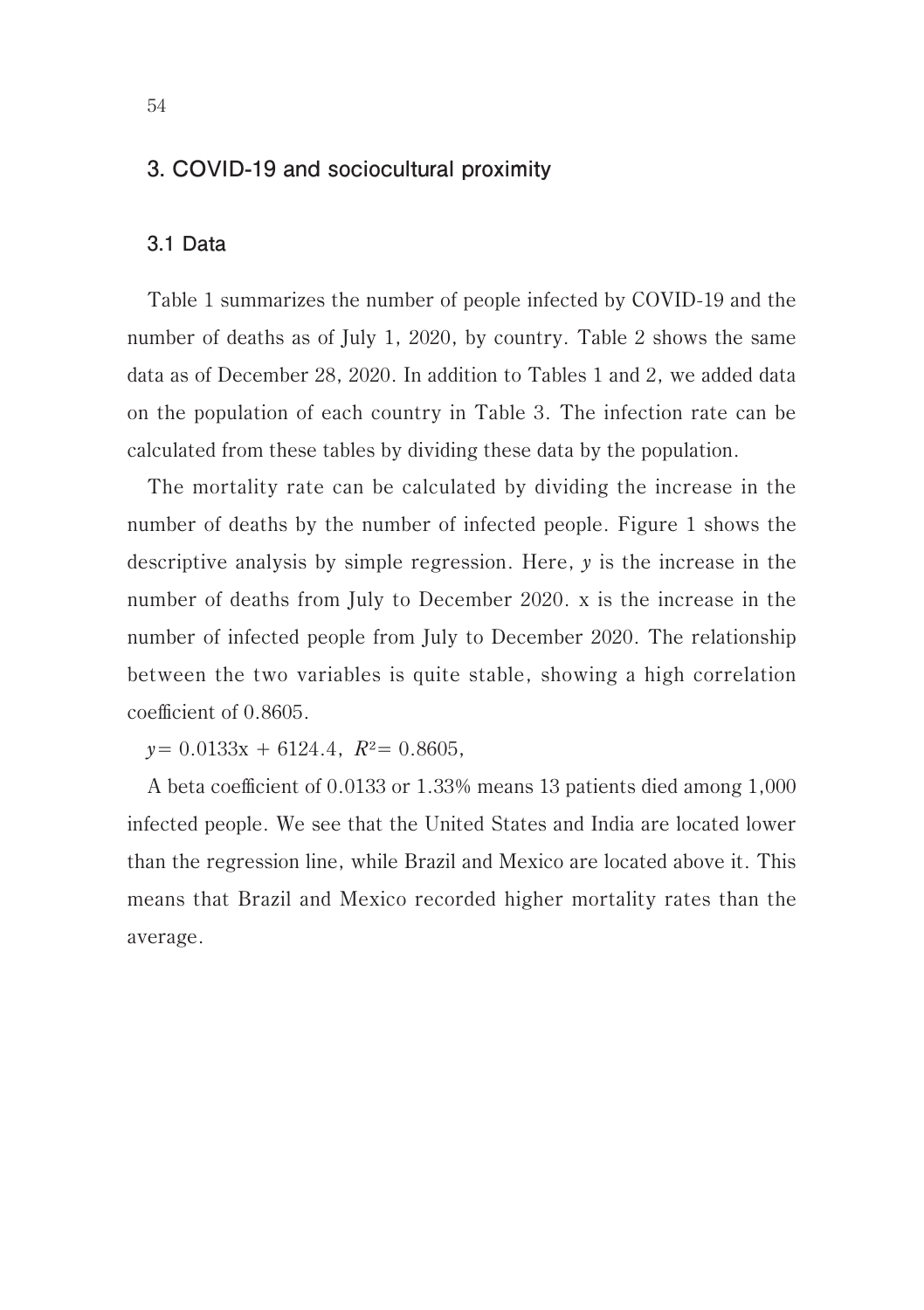## 3. COVID-19 and sociocultural proximity

### 3.1 Data

Table 1 summarizes the number of people infected by COVID-19 and the number of deaths as of July 1, 2020, by country. Table 2 shows the same data as of December 28, 2020. In addition to Tables 1 and 2, we added data on the population of each country in Table 3. The infection rate can be calculated from these tables by dividing these data by the population.

The mortality rate can be calculated by dividing the increase in the number of deaths by the number of infected people. Figure 1 shows the descriptive analysis by simple regression. Here, $y$ is the increase in the number of deaths from July to December 2020. x is the increase in the number of infected people from July to December 2020. The relationship between the two variables is quite stable, showing a high correlation coefficient of 0.8605.

$y = 0.0133x + 6124.4$, $R^2 = 0.8605$,

A beta coefficient of 0.0133 or 1.33% means 13 patients died among 1,000 infected people. We see that the United States and India are located lower than the regression line, while Brazil and Mexico are located above it. This means that Brazil and Mexico recorded higher mortality rates than the average.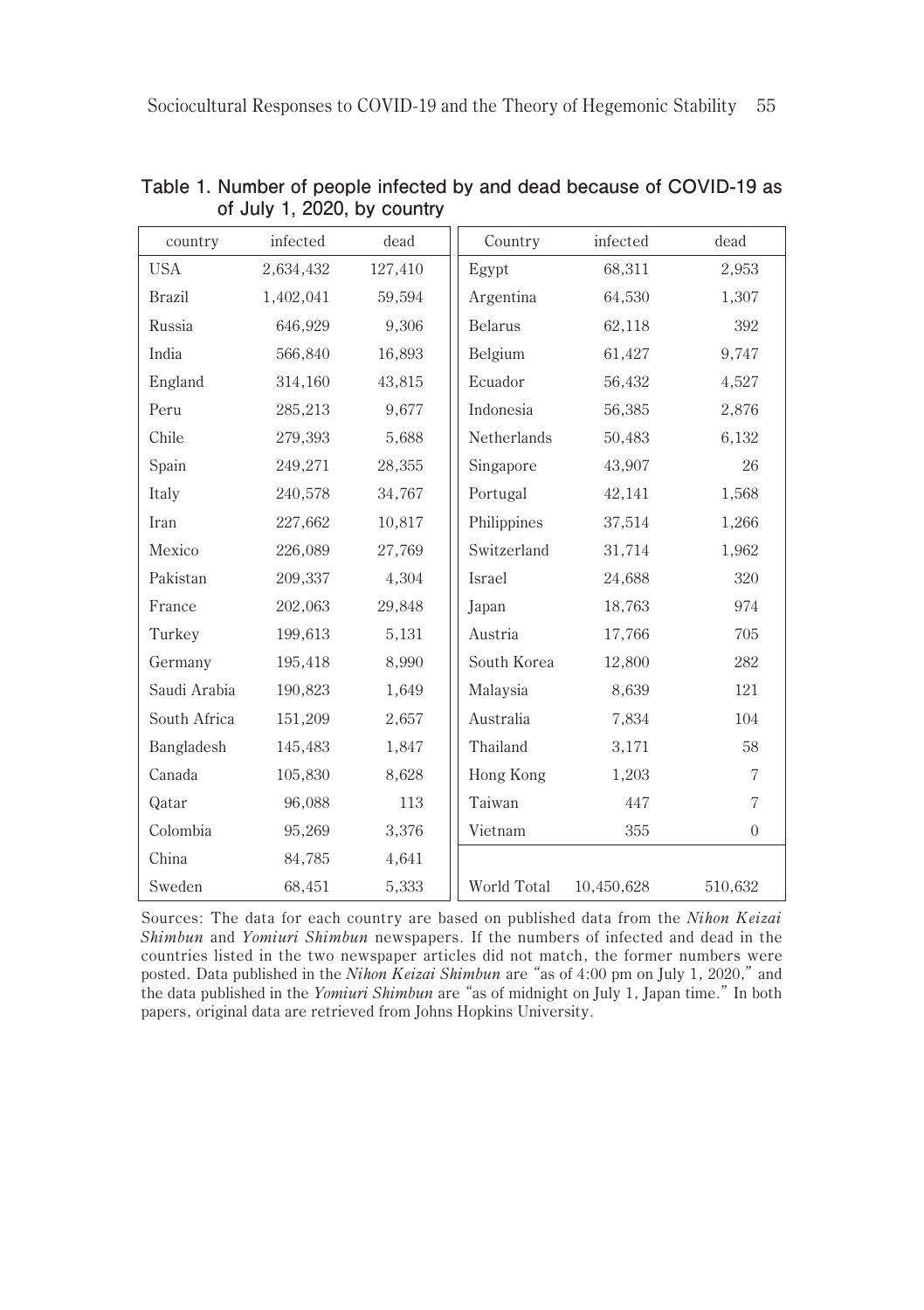**Table 1. Number of people infected by and dead because of COVID-19 as of July 1, 2020, by country**

| country | infected | dead | Country | infected | dead |
|---|---|---|---|---|---|
| USA | 2,634,432 | 127,410 | Egypt | 68,311 | 2,953 |
| Brazil | 1,402,041 | 59,594 | Argentina | 64,530 | 1,307 |
| Russia | 646,929 | 9,306 | Belarus | 62,118 | 392 |
| India | 566,840 | 16,893 | Belgium | 61,427 | 9,747 |
| England | 314,160 | 43,815 | Ecuador | 56,432 | 4,527 |
| Peru | 285,213 | 9,677 | Indonesia | 56,385 | 2,876 |
| Chile | 279,393 | 5,688 | Netherlands | 50,483 | 6,132 |
| Spain | 249,271 | 28,355 | Singapore | 43,907 | 26 |
| Italy | 240,578 | 34,767 | Portugal | 42,141 | 1,568 |
| Iran | 227,662 | 10,817 | Philippines | 37,514 | 1,266 |
| Mexico | 226,089 | 27,769 | Switzerland | 31,714 | 1,962 |
| Pakistan | 209,337 | 4,304 | Israel | 24,688 | 320 |
| France | 202,063 | 29,848 | Japan | 18,763 | 974 |
| Turkey | 199,613 | 5,131 | Austria | 17,766 | 705 |
| Germany | 195,418 | 8,990 | South Korea | 12,800 | 282 |
| Saudi Arabia | 190,823 | 1,649 | Malaysia | 8,639 | 121 |
| South Africa | 151,209 | 2,657 | Australia | 7,834 | 104 |
| Bangladesh | 145,483 | 1,847 | Thailand | 3,171 | 58 |
| Canada | 105,830 | 8,628 | Hong Kong | 1,203 | 7 |
| Qatar | 96,088 | 113 | Taiwan | 447 | 7 |
| Colombia | 95,269 | 3,376 | Vietnam | 355 | 0 |
| China | 84,785 | 4,641 | | | |
| Sweden | 68,451 | 5,333 | World Total | 10,450,628 | 510,632 |

Sources: The data for each country are based on published data from the *Nihon Keizai Shimbun* and *Yomiuri Shimbun* newspapers. If the numbers of infected and dead in the countries listed in the two newspaper articles did not match, the former numbers were posted. Data published in the *Nihon Keizai Shimbun* are "as of 4:00 pm on July 1, 2020," and the data published in the *Yomiuri Shimbun* are "as of midnight on July 1, Japan time." In both papers, original data are retrieved from Johns Hopkins University.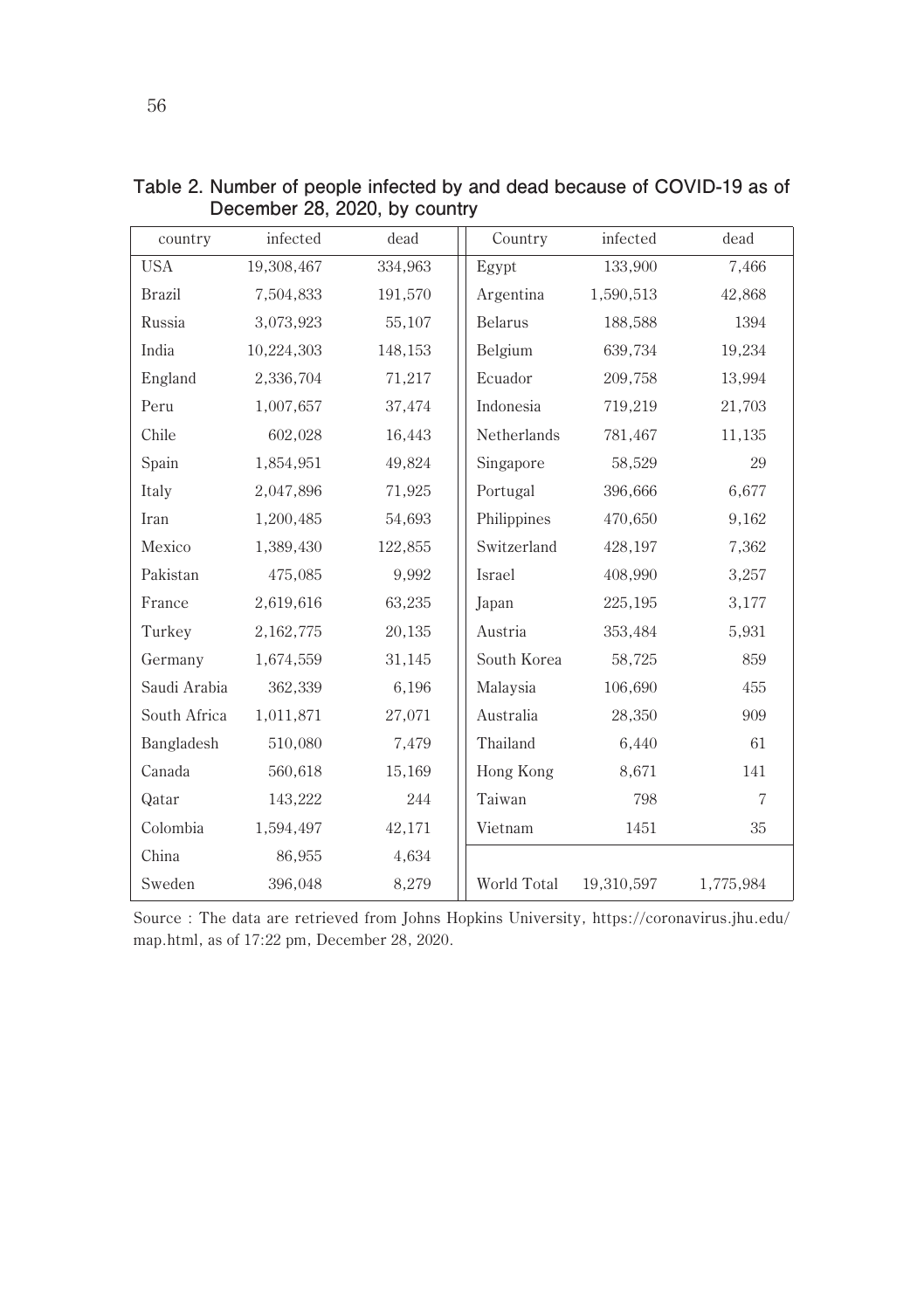**Table 2. Number of people infected by and dead because of COVID-19 as of December 28, 2020, by country**

| country | infected | dead | Country | infected | dead |
|---|---|---|---|---|---|
| USA | 19,308,467 | 334,963 | Egypt | 133,900 | 7,466 |
| Brazil | 7,504,833 | 191,570 | Argentina | 1,590,513 | 42,868 |
| Russia | 3,073,923 | 55,107 | Belarus | 188,588 | 1394 |
| India | 10,224,303 | 148,153 | Belgium | 639,734 | 19,234 |
| England | 2,336,704 | 71,217 | Ecuador | 209,758 | 13,994 |
| Peru | 1,007,657 | 37,474 | Indonesia | 719,219 | 21,703 |
| Chile | 602,028 | 16,443 | Netherlands | 781,467 | 11,135 |
| Spain | 1,854,951 | 49,824 | Singapore | 58,529 | 29 |
| Italy | 2,047,896 | 71,925 | Portugal | 396,666 | 6,677 |
| Iran | 1,200,485 | 54,693 | Philippines | 470,650 | 9,162 |
| Mexico | 1,389,430 | 122,855 | Switzerland | 428,197 | 7,362 |
| Pakistan | 475,085 | 9,992 | Israel | 408,990 | 3,257 |
| France | 2,619,616 | 63,235 | Japan | 225,195 | 3,177 |
| Turkey | 2,162,775 | 20,135 | Austria | 353,484 | 5,931 |
| Germany | 1,674,559 | 31,145 | South Korea | 58,725 | 859 |
| Saudi Arabia | 362,339 | 6,196 | Malaysia | 106,690 | 455 |
| South Africa | 1,011,871 | 27,071 | Australia | 28,350 | 909 |
| Bangladesh | 510,080 | 7,479 | Thailand | 6,440 | 61 |
| Canada | 560,618 | 15,169 | Hong Kong | 8,671 | 141 |
| Qatar | 143,222 | 244 | Taiwan | 798 | 7 |
| Colombia | 1,594,497 | 42,171 | Vietnam | 1451 | 35 |
| China | 86,955 | 4,634 | | | |
| Sweden | 396,048 | 8,279 | World Total | 19,310,597 | 1,775,984 |

Source : The data are retrieved from Johns Hopkins University, https://coronavirus.jhu.edu/map.html, as of 17:22 pm, December 28, 2020.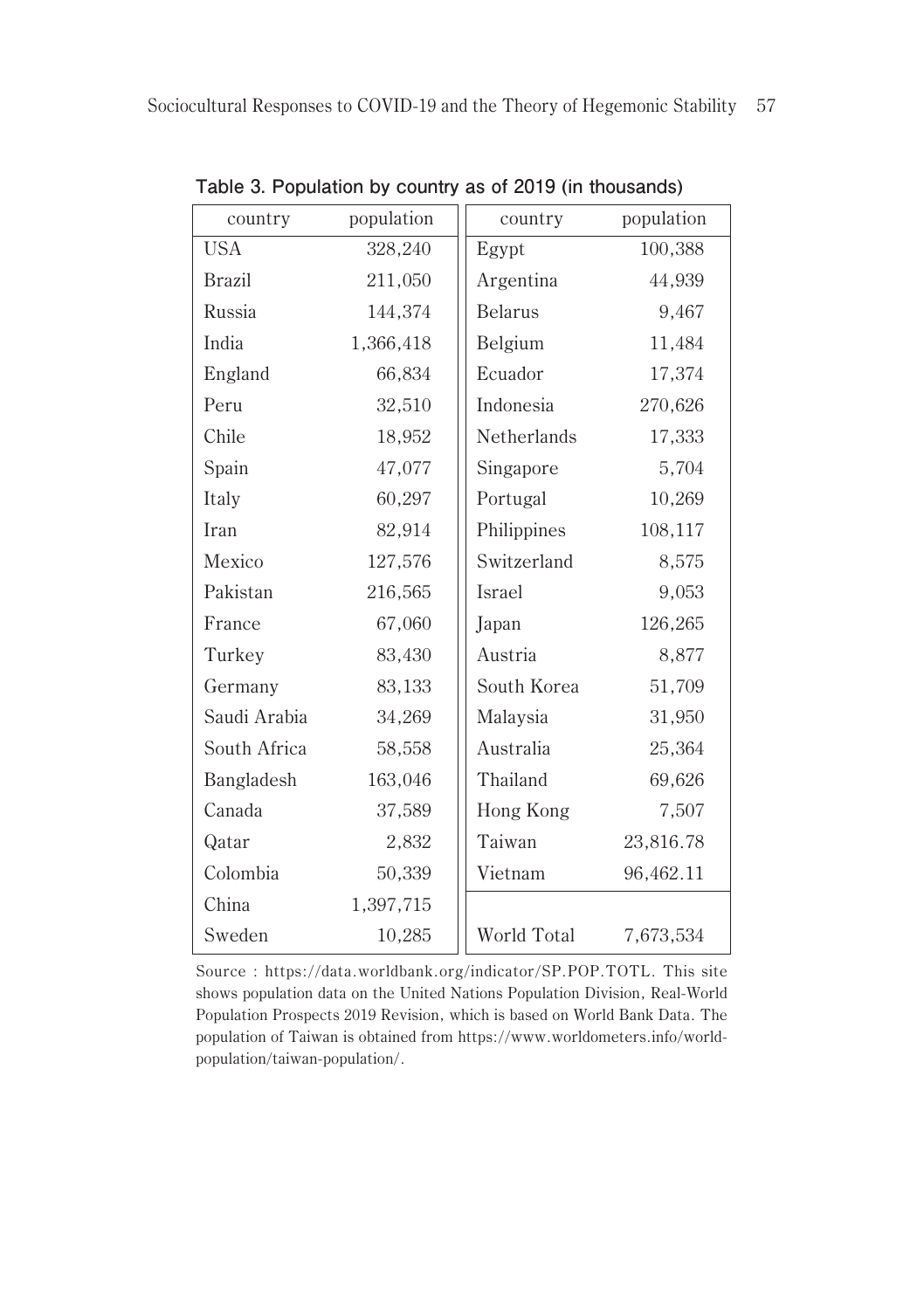**Table 3. Population by country as of 2019 (in thousands)**

| country | population | country | population |
|---|---|---|---|
| USA | 328,240 | Egypt | 100,388 |
| Brazil | 211,050 | Argentina | 44,939 |
| Russia | 144,374 | Belarus | 9,467 |
| India | 1,366,418 | Belgium | 11,484 |
| England | 66,834 | Ecuador | 17,374 |
| Peru | 32,510 | Indonesia | 270,626 |
| Chile | 18,952 | Netherlands | 17,333 |
| Spain | 47,077 | Singapore | 5,704 |
| Italy | 60,297 | Portugal | 10,269 |
| Iran | 82,914 | Philippines | 108,117 |
| Mexico | 127,576 | Switzerland | 8,575 |
| Pakistan | 216,565 | Israel | 9,053 |
| France | 67,060 | Japan | 126,265 |
| Turkey | 83,430 | Austria | 8,877 |
| Germany | 83,133 | South Korea | 51,709 |
| Saudi Arabia | 34,269 | Malaysia | 31,950 |
| South Africa | 58,558 | Australia | 25,364 |
| Bangladesh | 163,046 | Thailand | 69,626 |
| Canada | 37,589 | Hong Kong | 7,507 |
| Qatar | 2,832 | Taiwan | 23,816.78 |
| Colombia | 50,339 | Vietnam | 96,462.11 |
| China | 1,397,715 | | |
| Sweden | 10,285 | World Total | 7,673,534 |

Source : https://data.worldbank.org/indicator/SP.POP.TOTL. This site shows population data on the United Nations Population Division, Real-World Population Prospects 2019 Revision, which is based on World Bank Data. The population of Taiwan is obtained from https://www.worldometers.info/world-population/taiwan-population/.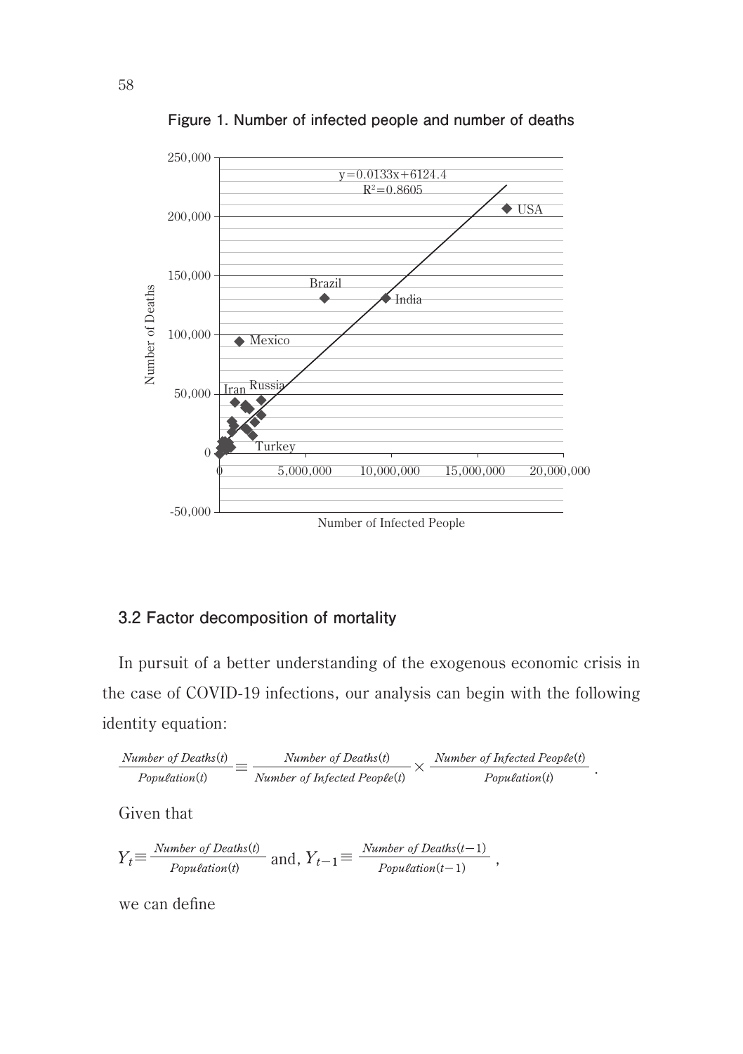**Figure 1. Number of infected people and number of deaths**

### 3.2 Factor decomposition of mortality

In pursuit of a better understanding of the exogenous economic crisis in the case of COVID-19 infections, our analysis can begin with the following identity equation:

$$\frac{Number\ of\ Deaths(t)}{Population(t)} \equiv \frac{Number\ of\ Deaths(t)}{Number\ of\ Infected\ People(t)} \times \frac{Number\ of\ Infected\ People(t)}{Population(t)}.$$

Given that

$$Y_t \equiv \frac{Number\ of\ Deaths(t)}{Population(t)} \text{ and, } Y_{t-1} \equiv \frac{Number\ of\ Deaths(t-1)}{Population(t-1)},$$

we can define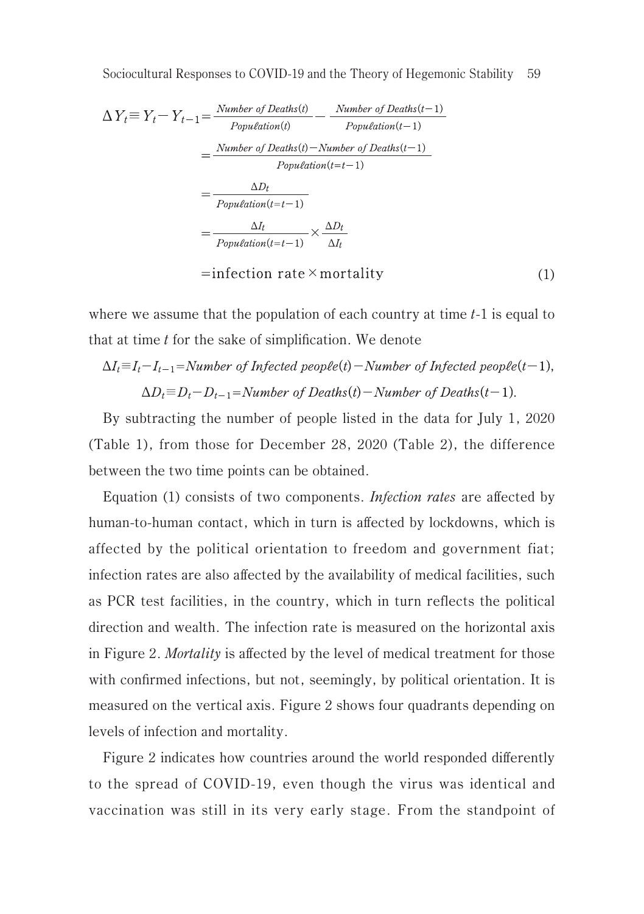$$
\begin{aligned}
\Delta Y_t \equiv Y_t - Y_{t-1} &= \frac{\textit{Number of Deaths}(t)}{\textit{Population}(t)} - \frac{\textit{Number of Deaths}(t-1)}{\textit{Population}(t-1)} \\
&= \frac{\textit{Number of Deaths}(t) - \textit{Number of Deaths}(t-1)}{\textit{Population}(t=t-1)} \\
&= \frac{\Delta D_t}{\textit{Population}(t=t-1)} \\
&= \frac{\Delta I_t}{\textit{Population}(t=t-1)} \times \frac{\Delta D_t}{\Delta I_t} \\
&= \text{infection rate} \times \text{mortality} \qquad (1)
\end{aligned}
$$

where we assume that the population of each country at time $t$-1 is equal to that at time $t$ for the sake of simplification. We denote

$$\Delta I_t \equiv I_t - I_{t-1} = \textit{Number of Infected people}(t) - \textit{Number of Infected people}(t-1),$$

$$\Delta D_t \equiv D_t - D_{t-1} = \textit{Number of Deaths}(t) - \textit{Number of Deaths}(t-1).$$

By subtracting the number of people listed in the data for July 1, 2020 (Table 1), from those for December 28, 2020 (Table 2), the difference between the two time points can be obtained.

Equation (1) consists of two components. *Infection rates* are affected by human-to-human contact, which in turn is affected by lockdowns, which is affected by the political orientation to freedom and government fiat; infection rates are also affected by the availability of medical facilities, such as PCR test facilities, in the country, which in turn reflects the political direction and wealth. The infection rate is measured on the horizontal axis in Figure 2. *Mortality* is affected by the level of medical treatment for those with confirmed infections, but not, seemingly, by political orientation. It is measured on the vertical axis. Figure 2 shows four quadrants depending on levels of infection and mortality.

Figure 2 indicates how countries around the world responded differently to the spread of COVID-19, even though the virus was identical and vaccination was still in its very early stage. From the standpoint of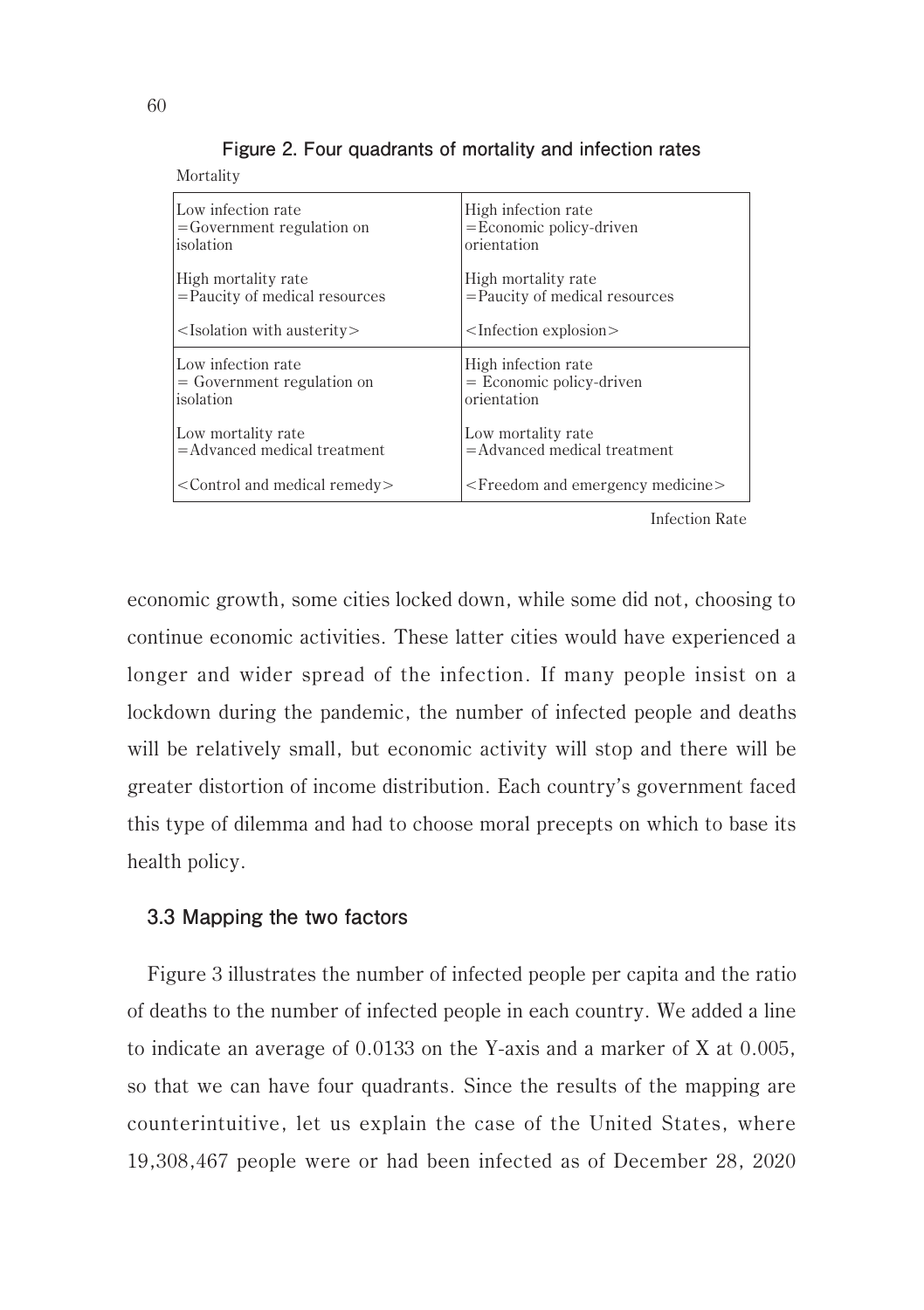**Figure 2. Four quadrants of mortality and infection rates**

Mortality

| | |
|---|---|
| Low infection rate<br>=Government regulation on isolation<br><br>High mortality rate<br>=Paucity of medical resources<br><br><Isolation with austerity> | High infection rate<br>=Economic policy-driven orientation<br><br>High mortality rate<br>=Paucity of medical resources<br><br><Infection explosion> |
| Low infection rate<br>= Government regulation on isolation<br><br>Low mortality rate<br>=Advanced medical treatment<br><br><Control and medical remedy> | High infection rate<br>= Economic policy-driven orientation<br><br>Low mortality rate<br>=Advanced medical treatment<br><br><Freedom and emergency medicine> |

Infection Rate

economic growth, some cities locked down, while some did not, choosing to continue economic activities. These latter cities would have experienced a longer and wider spread of the infection. If many people insist on a lockdown during the pandemic, the number of infected people and deaths will be relatively small, but economic activity will stop and there will be greater distortion of income distribution. Each country's government faced this type of dilemma and had to choose moral precepts on which to base its health policy.

### 3.3 Mapping the two factors

Figure 3 illustrates the number of infected people per capita and the ratio of deaths to the number of infected people in each country. We added a line to indicate an average of 0.0133 on the Y-axis and a marker of X at 0.005, so that we can have four quadrants. Since the results of the mapping are counterintuitive, let us explain the case of the United States, where 19,308,467 people were or had been infected as of December 28, 2020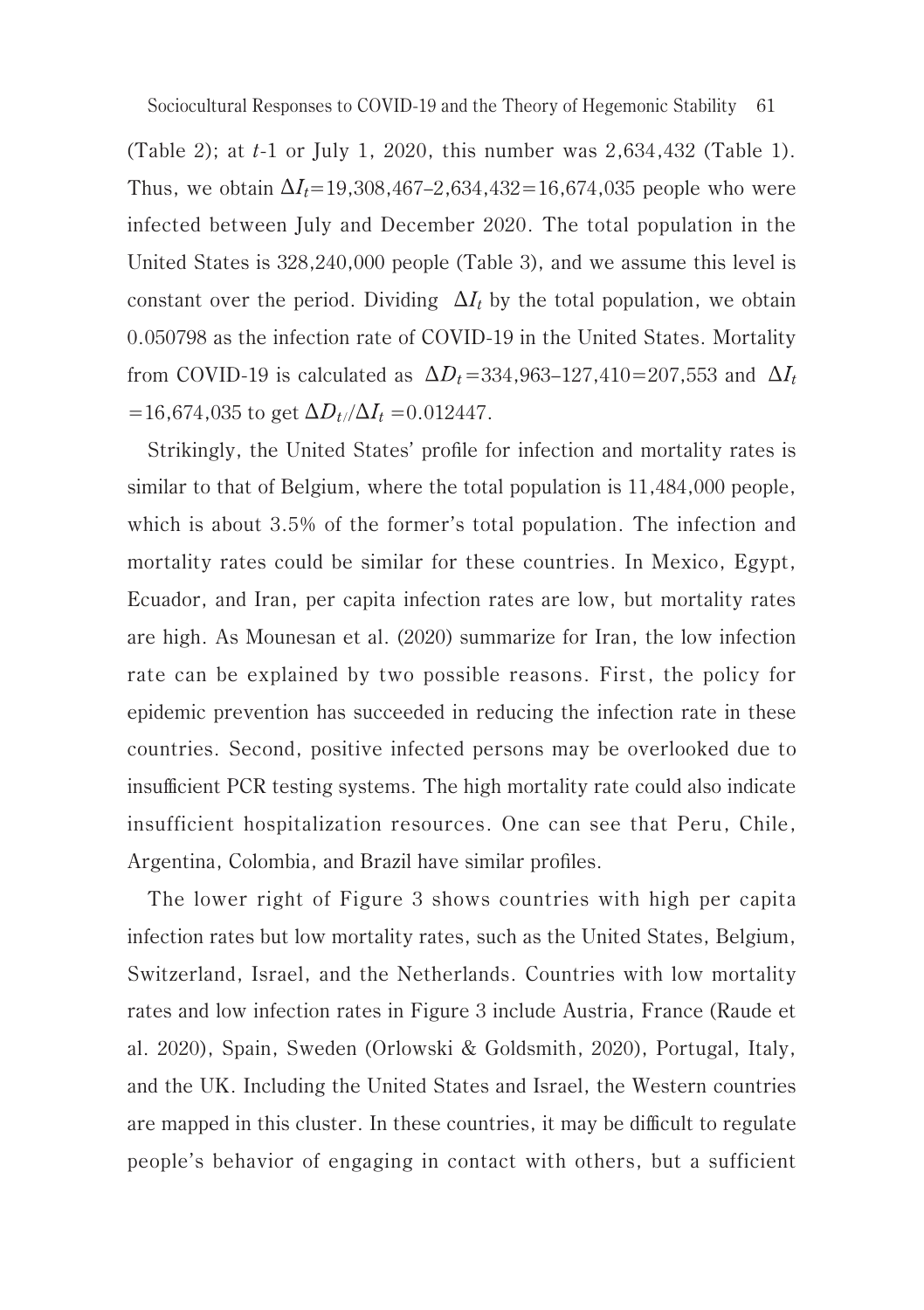(Table 2); at $t$-1 or July 1, 2020, this number was 2,634,432 (Table 1). Thus, we obtain $\Delta I_t$=19,308,467–2,634,432=16,674,035 people who were infected between July and December 2020. The total population in the United States is 328,240,000 people (Table 3), and we assume this level is constant over the period. Dividing $\Delta I_t$ by the total population, we obtain 0.050798 as the infection rate of COVID-19 in the United States. Mortality from COVID-19 is calculated as $\Delta D_t$=334,963–127,410=207,553 and $\Delta I_t$=16,674,035 to get $\Delta D_{t/}/\Delta I_t$=0.012447.

Strikingly, the United States' profile for infection and mortality rates is similar to that of Belgium, where the total population is 11,484,000 people, which is about 3.5% of the former's total population. The infection and mortality rates could be similar for these countries. In Mexico, Egypt, Ecuador, and Iran, per capita infection rates are low, but mortality rates are high. As Mounesan et al. (2020) summarize for Iran, the low infection rate can be explained by two possible reasons. First, the policy for epidemic prevention has succeeded in reducing the infection rate in these countries. Second, positive infected persons may be overlooked due to insufficient PCR testing systems. The high mortality rate could also indicate insufficient hospitalization resources. One can see that Peru, Chile, Argentina, Colombia, and Brazil have similar profiles.

The lower right of Figure 3 shows countries with high per capita infection rates but low mortality rates, such as the United States, Belgium, Switzerland, Israel, and the Netherlands. Countries with low mortality rates and low infection rates in Figure 3 include Austria, France (Raude et al. 2020), Spain, Sweden (Orlowski & Goldsmith, 2020), Portugal, Italy, and the UK. Including the United States and Israel, the Western countries are mapped in this cluster. In these countries, it may be difficult to regulate people's behavior of engaging in contact with others, but a sufficient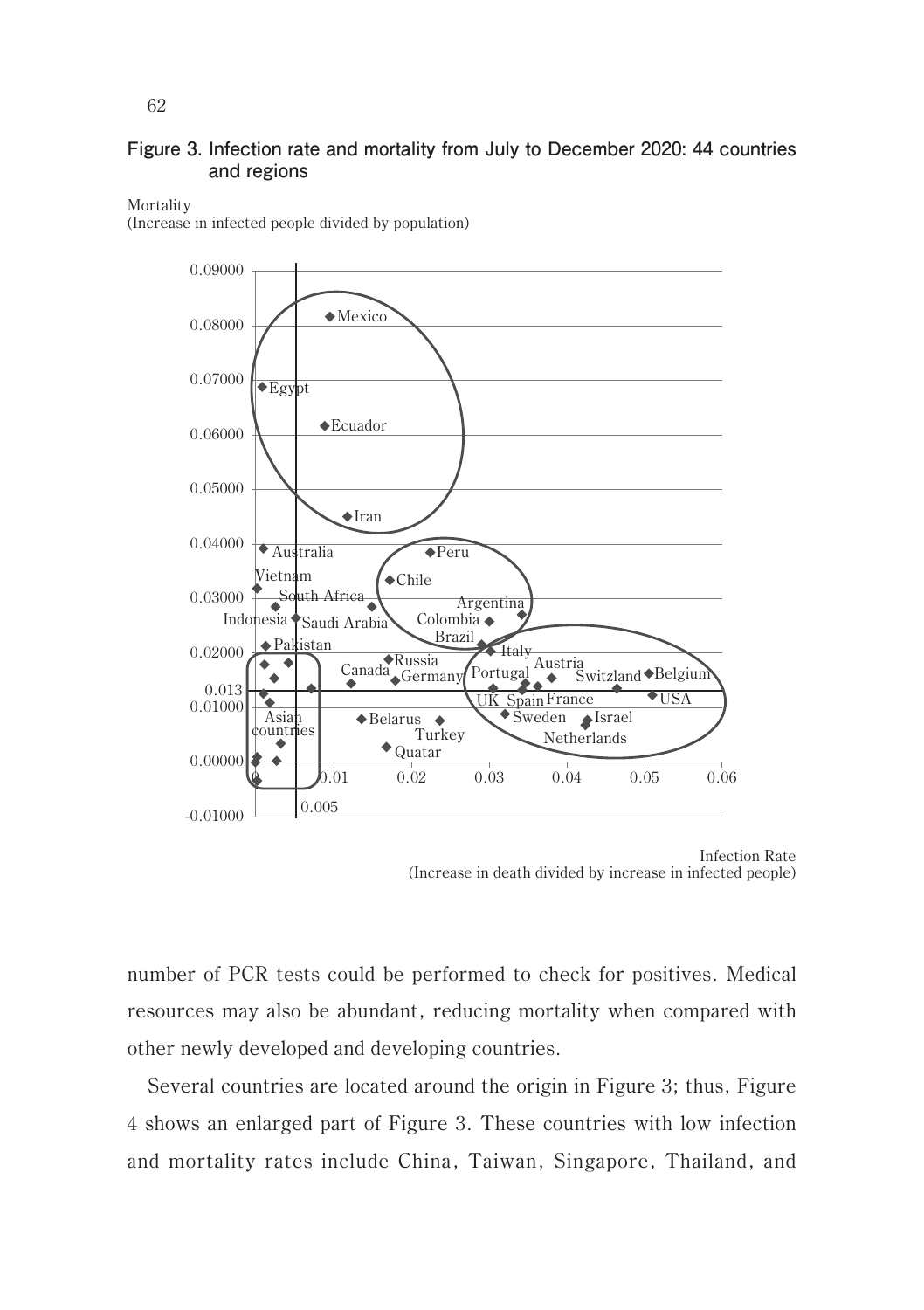**Figure 3. Infection rate and mortality from July to December 2020: 44 countries and regions**

Mortality
(Increase in infected people divided by population)

Infection Rate
(Increase in death divided by increase in infected people)

number of PCR tests could be performed to check for positives. Medical resources may also be abundant, reducing mortality when compared with other newly developed and developing countries.

Several countries are located around the origin in Figure 3; thus, Figure 4 shows an enlarged part of Figure 3. These countries with low infection and mortality rates include China, Taiwan, Singapore, Thailand, and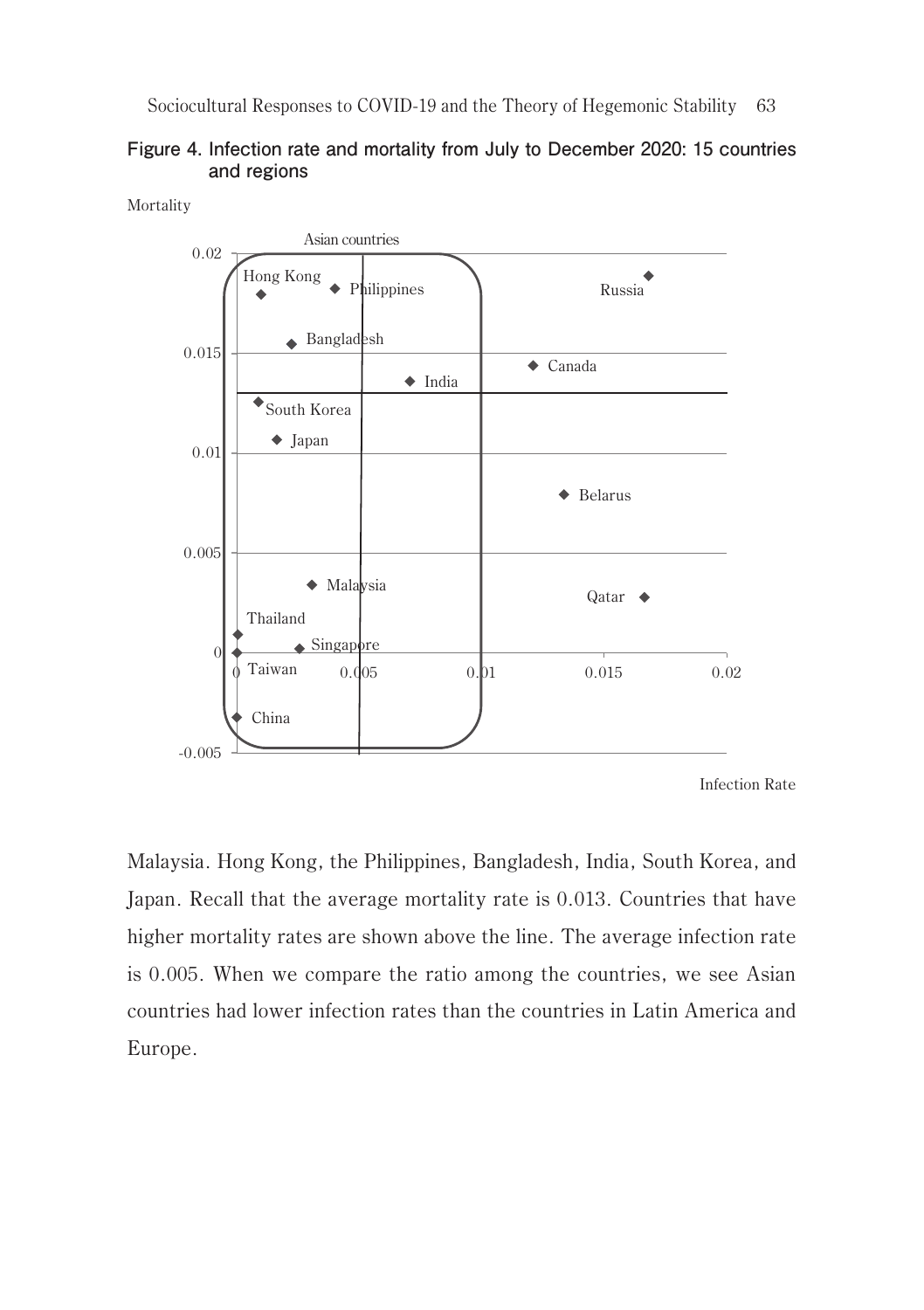**Figure 4. Infection rate and mortality from July to December 2020: 15 countries and regions**

Malaysia. Hong Kong, the Philippines, Bangladesh, India, South Korea, and Japan. Recall that the average mortality rate is 0.013. Countries that have higher mortality rates are shown above the line. The average infection rate is 0.005. When we compare the ratio among the countries, we see Asian countries had lower infection rates than the countries in Latin America and Europe.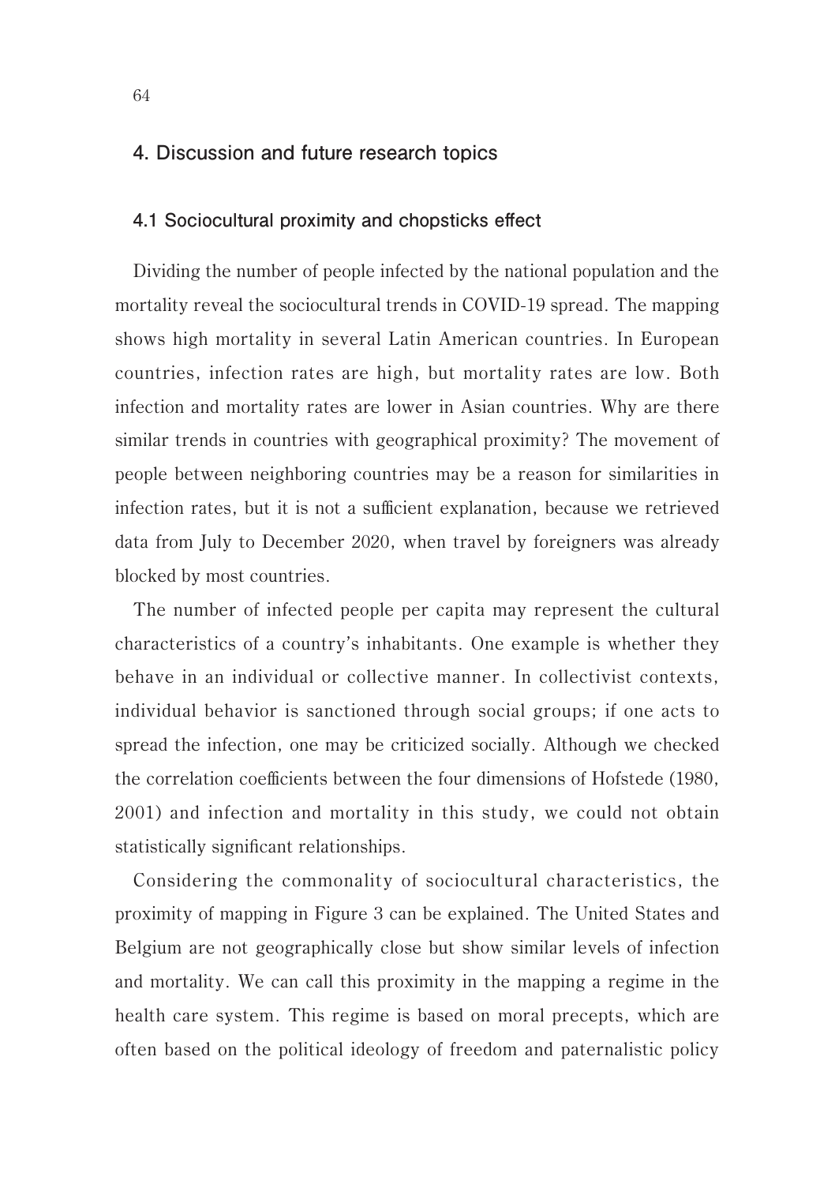## 4. Discussion and future research topics

### 4.1 Sociocultural proximity and chopsticks effect

Dividing the number of people infected by the national population and the mortality reveal the sociocultural trends in COVID-19 spread. The mapping shows high mortality in several Latin American countries. In European countries, infection rates are high, but mortality rates are low. Both infection and mortality rates are lower in Asian countries. Why are there similar trends in countries with geographical proximity? The movement of people between neighboring countries may be a reason for similarities in infection rates, but it is not a sufficient explanation, because we retrieved data from July to December 2020, when travel by foreigners was already blocked by most countries.

The number of infected people per capita may represent the cultural characteristics of a country's inhabitants. One example is whether they behave in an individual or collective manner. In collectivist contexts, individual behavior is sanctioned through social groups; if one acts to spread the infection, one may be criticized socially. Although we checked the correlation coefficients between the four dimensions of Hofstede (1980, 2001) and infection and mortality in this study, we could not obtain statistically significant relationships.

Considering the commonality of sociocultural characteristics, the proximity of mapping in Figure 3 can be explained. The United States and Belgium are not geographically close but show similar levels of infection and mortality. We can call this proximity in the mapping a regime in the health care system. This regime is based on moral precepts, which are often based on the political ideology of freedom and paternalistic policy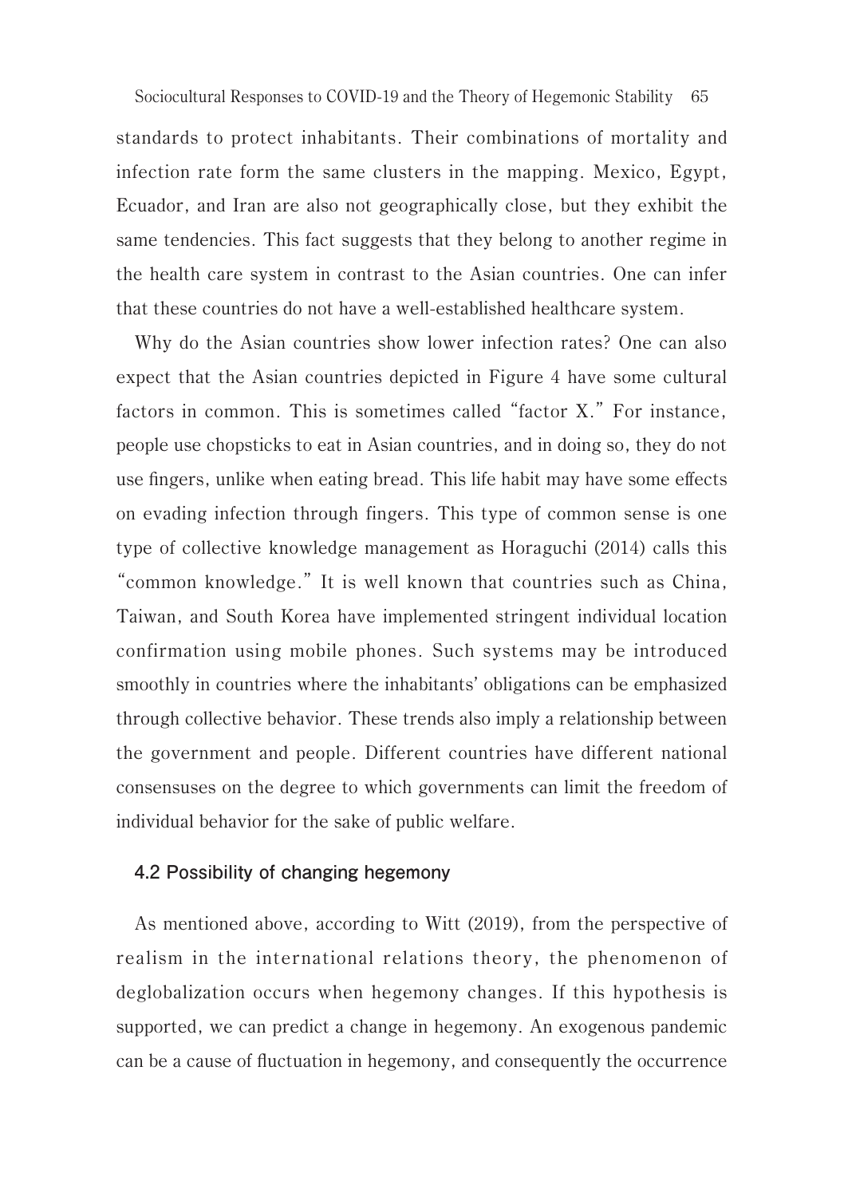standards to protect inhabitants. Their combinations of mortality and infection rate form the same clusters in the mapping. Mexico, Egypt, Ecuador, and Iran are also not geographically close, but they exhibit the same tendencies. This fact suggests that they belong to another regime in the health care system in contrast to the Asian countries. One can infer that these countries do not have a well-established healthcare system.

Why do the Asian countries show lower infection rates? One can also expect that the Asian countries depicted in Figure 4 have some cultural factors in common. This is sometimes called "factor X." For instance, people use chopsticks to eat in Asian countries, and in doing so, they do not use fingers, unlike when eating bread. This life habit may have some effects on evading infection through fingers. This type of common sense is one type of collective knowledge management as Horaguchi (2014) calls this "common knowledge." It is well known that countries such as China, Taiwan, and South Korea have implemented stringent individual location confirmation using mobile phones. Such systems may be introduced smoothly in countries where the inhabitants' obligations can be emphasized through collective behavior. These trends also imply a relationship between the government and people. Different countries have different national consensuses on the degree to which governments can limit the freedom of individual behavior for the sake of public welfare.

### 4.2 Possibility of changing hegemony

As mentioned above, according to Witt (2019), from the perspective of realism in the international relations theory, the phenomenon of deglobalization occurs when hegemony changes. If this hypothesis is supported, we can predict a change in hegemony. An exogenous pandemic can be a cause of fluctuation in hegemony, and consequently the occurrence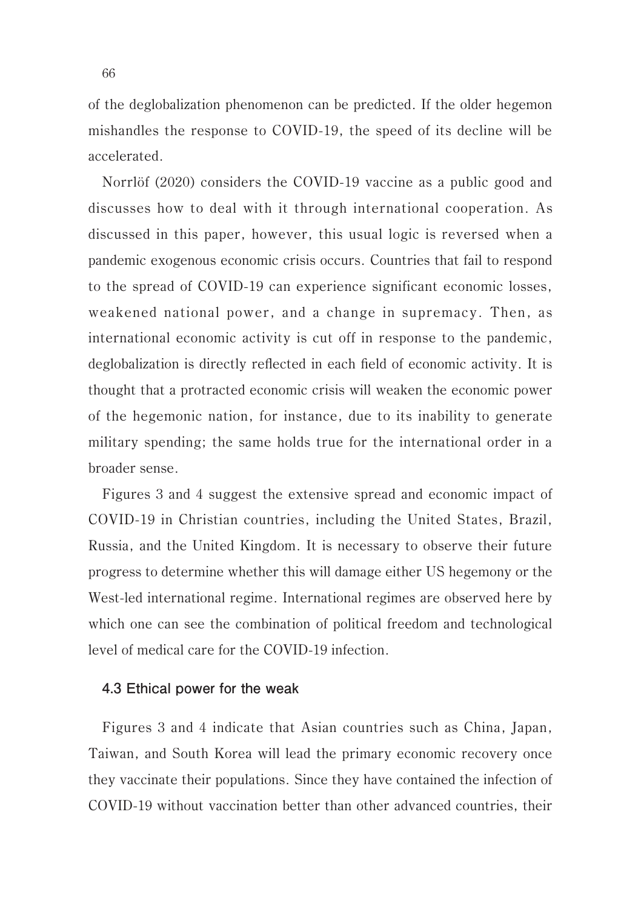of the deglobalization phenomenon can be predicted. If the older hegemon mishandles the response to COVID-19, the speed of its decline will be accelerated.

Norrlöf (2020) considers the COVID-19 vaccine as a public good and discusses how to deal with it through international cooperation. As discussed in this paper, however, this usual logic is reversed when a pandemic exogenous economic crisis occurs. Countries that fail to respond to the spread of COVID-19 can experience significant economic losses, weakened national power, and a change in supremacy. Then, as international economic activity is cut off in response to the pandemic, deglobalization is directly reflected in each field of economic activity. It is thought that a protracted economic crisis will weaken the economic power of the hegemonic nation, for instance, due to its inability to generate military spending; the same holds true for the international order in a broader sense.

Figures 3 and 4 suggest the extensive spread and economic impact of COVID-19 in Christian countries, including the United States, Brazil, Russia, and the United Kingdom. It is necessary to observe their future progress to determine whether this will damage either US hegemony or the West-led international regime. International regimes are observed here by which one can see the combination of political freedom and technological level of medical care for the COVID-19 infection.

### 4.3 Ethical power for the weak

Figures 3 and 4 indicate that Asian countries such as China, Japan, Taiwan, and South Korea will lead the primary economic recovery once they vaccinate their populations. Since they have contained the infection of COVID-19 without vaccination better than other advanced countries, their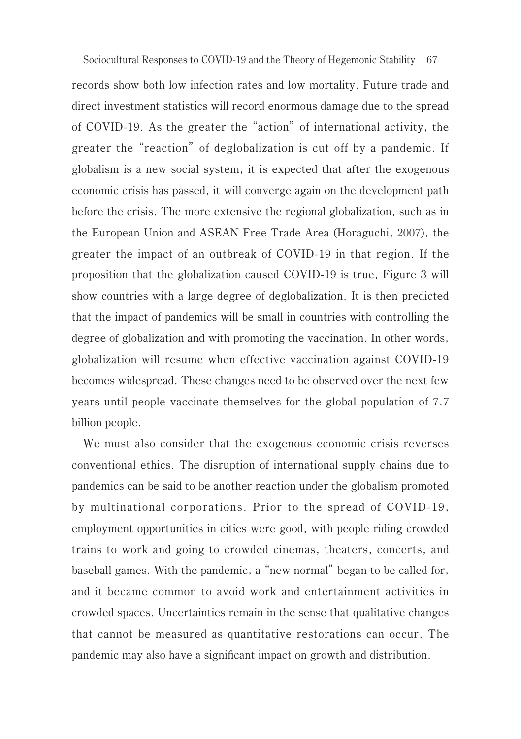records show both low infection rates and low mortality. Future trade and direct investment statistics will record enormous damage due to the spread of COVID-19. As the greater the "action" of international activity, the greater the "reaction" of deglobalization is cut off by a pandemic. If globalism is a new social system, it is expected that after the exogenous economic crisis has passed, it will converge again on the development path before the crisis. The more extensive the regional globalization, such as in the European Union and ASEAN Free Trade Area (Horaguchi, 2007), the greater the impact of an outbreak of COVID-19 in that region. If the proposition that the globalization caused COVID-19 is true, Figure 3 will show countries with a large degree of deglobalization. It is then predicted that the impact of pandemics will be small in countries with controlling the degree of globalization and with promoting the vaccination. In other words, globalization will resume when effective vaccination against COVID-19 becomes widespread. These changes need to be observed over the next few years until people vaccinate themselves for the global population of 7.7 billion people.

We must also consider that the exogenous economic crisis reverses conventional ethics. The disruption of international supply chains due to pandemics can be said to be another reaction under the globalism promoted by multinational corporations. Prior to the spread of COVID-19, employment opportunities in cities were good, with people riding crowded trains to work and going to crowded cinemas, theaters, concerts, and baseball games. With the pandemic, a "new normal" began to be called for, and it became common to avoid work and entertainment activities in crowded spaces. Uncertainties remain in the sense that qualitative changes that cannot be measured as quantitative restorations can occur. The pandemic may also have a significant impact on growth and distribution.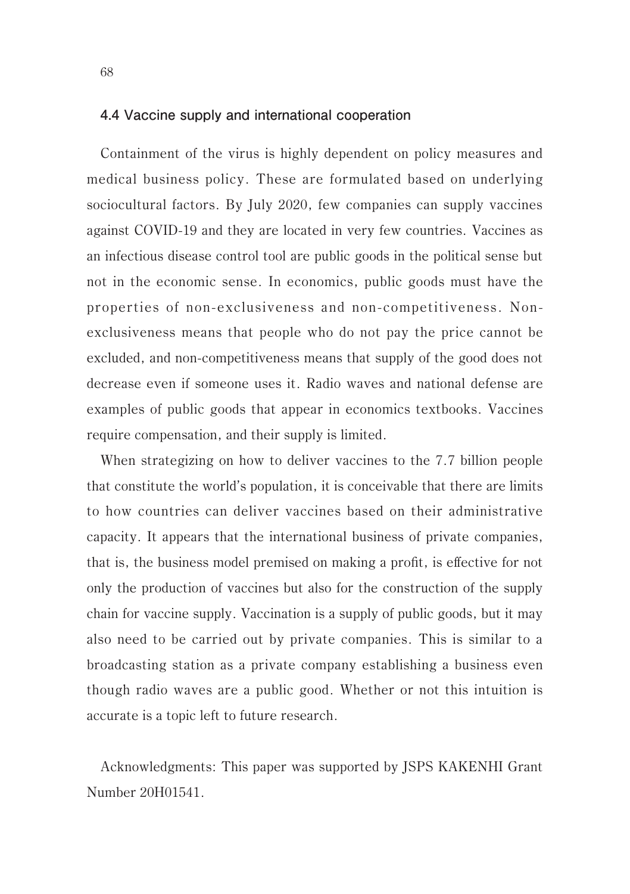### 4.4 Vaccine supply and international cooperation

Containment of the virus is highly dependent on policy measures and medical business policy. These are formulated based on underlying sociocultural factors. By July 2020, few companies can supply vaccines against COVID-19 and they are located in very few countries. Vaccines as an infectious disease control tool are public goods in the political sense but not in the economic sense. In economics, public goods must have the properties of non-exclusiveness and non-competitiveness. Non-exclusiveness means that people who do not pay the price cannot be excluded, and non-competitiveness means that supply of the good does not decrease even if someone uses it. Radio waves and national defense are examples of public goods that appear in economics textbooks. Vaccines require compensation, and their supply is limited.

When strategizing on how to deliver vaccines to the 7.7 billion people that constitute the world's population, it is conceivable that there are limits to how countries can deliver vaccines based on their administrative capacity. It appears that the international business of private companies, that is, the business model premised on making a profit, is effective for not only the production of vaccines but also for the construction of the supply chain for vaccine supply. Vaccination is a supply of public goods, but it may also need to be carried out by private companies. This is similar to a broadcasting station as a private company establishing a business even though radio waves are a public good. Whether or not this intuition is accurate is a topic left to future research.

Acknowledgments: This paper was supported by JSPS KAKENHI Grant Number 20H01541.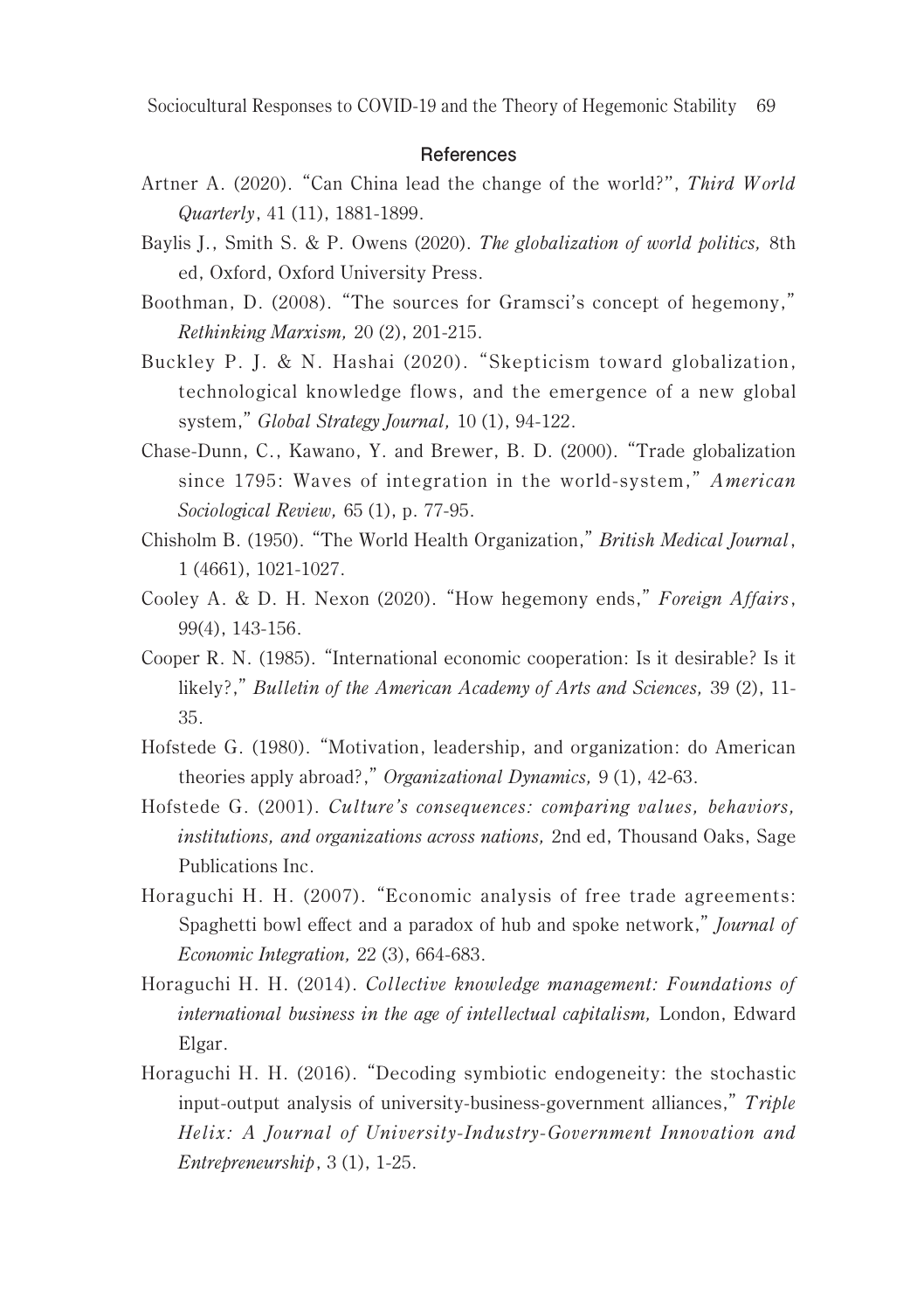## References

Artner A. (2020). "Can China lead the change of the world?", *Third World Quarterly*, 41 (11), 1881-1899.

Baylis J., Smith S. & P. Owens (2020). *The globalization of world politics,* 8th ed, Oxford, Oxford University Press.

Boothman, D. (2008). "The sources for Gramsci's concept of hegemony," *Rethinking Marxism,* 20 (2), 201-215.

Buckley P. J. & N. Hashai (2020). "Skepticism toward globalization, technological knowledge flows, and the emergence of a new global system," *Global Strategy Journal,* 10 (1), 94-122.

Chase-Dunn, C., Kawano, Y. and Brewer, B. D. (2000). "Trade globalization since 1795: Waves of integration in the world-system," *American Sociological Review,* 65 (1), p. 77-95.

Chisholm B. (1950). "The World Health Organization," *British Medical Journal*, 1 (4661), 1021-1027.

Cooley A. & D. H. Nexon (2020). "How hegemony ends," *Foreign Affairs*, 99(4), 143-156.

Cooper R. N. (1985). "International economic cooperation: Is it desirable? Is it likely?," *Bulletin of the American Academy of Arts and Sciences,* 39 (2), 11-35.

Hofstede G. (1980). "Motivation, leadership, and organization: do American theories apply abroad?," *Organizational Dynamics,* 9 (1), 42-63.

Hofstede G. (2001). *Culture's consequences: comparing values, behaviors, institutions, and organizations across nations,* 2nd ed, Thousand Oaks, Sage Publications Inc.

Horaguchi H. H. (2007). "Economic analysis of free trade agreements: Spaghetti bowl effect and a paradox of hub and spoke network," *Journal of Economic Integration,* 22 (3), 664-683.

Horaguchi H. H. (2014). *Collective knowledge management: Foundations of international business in the age of intellectual capitalism,* London, Edward Elgar.

Horaguchi H. H. (2016). "Decoding symbiotic endogeneity: the stochastic input-output analysis of university-business-government alliances," *Triple Helix: A Journal of University-Industry-Government Innovation and Entrepreneurship*, 3 (1), 1-25.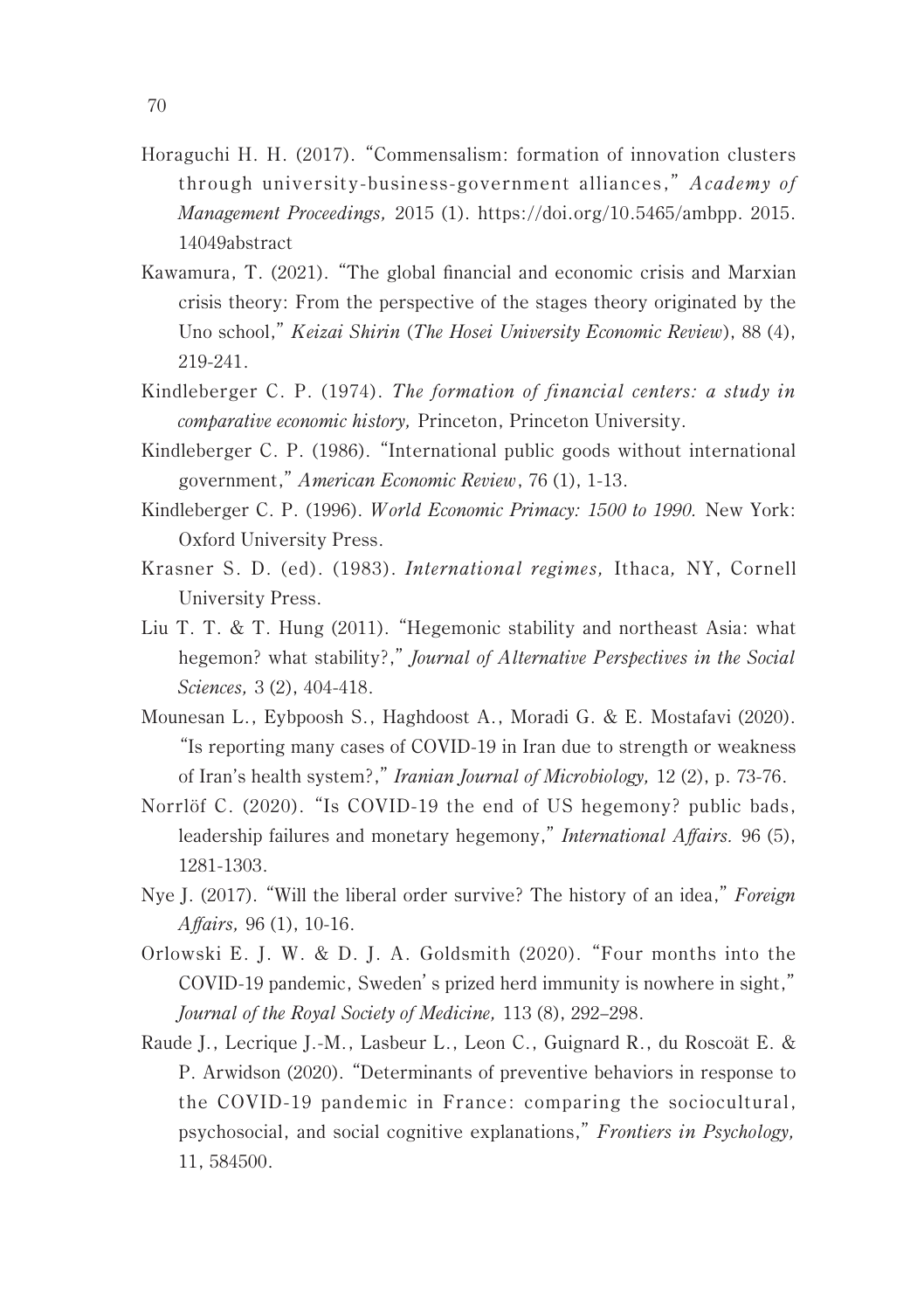Horaguchi H. H. (2017). "Commensalism: formation of innovation clusters through university-business-government alliances," *Academy of Management Proceedings,* 2015 (1). https://doi.org/10.5465/ambpp. 2015. 14049abstract

Kawamura, T. (2021). "The global financial and economic crisis and Marxian crisis theory: From the perspective of the stages theory originated by the Uno school," *Keizai Shirin (The Hosei University Economic Review)*, 88 (4), 219-241.

Kindleberger C. P. (1974). *The formation of financial centers: a study in comparative economic history,* Princeton, Princeton University.

Kindleberger C. P. (1986). "International public goods without international government," *American Economic Review*, 76 (1), 1-13.

Kindleberger C. P. (1996). *World Economic Primacy: 1500 to 1990.* New York: Oxford University Press.

Krasner S. D. (ed). (1983). *International regimes,* Ithaca, NY, Cornell University Press.

Liu T. T. & T. Hung (2011). "Hegemonic stability and northeast Asia: what hegemon? what stability?," *Journal of Alternative Perspectives in the Social Sciences,* 3 (2), 404-418.

Mounesan L., Eybpoosh S., Haghdoost A., Moradi G. & E. Mostafavi (2020). "Is reporting many cases of COVID-19 in Iran due to strength or weakness of Iran's health system?," *Iranian Journal of Microbiology,* 12 (2), p. 73-76.

Norrlöf C. (2020). "Is COVID-19 the end of US hegemony? public bads, leadership failures and monetary hegemony," *International Affairs.* 96 (5), 1281-1303.

Nye J. (2017). "Will the liberal order survive? The history of an idea," *Foreign Affairs,* 96 (1), 10-16.

Orlowski E. J. W. & D. J. A. Goldsmith (2020). "Four months into the COVID-19 pandemic, Sweden's prized herd immunity is nowhere in sight," *Journal of the Royal Society of Medicine,* 113 (8), 292–298.

Raude J., Lecrique J.-M., Lasbeur L., Leon C., Guignard R., du Roscoät E. & P. Arwidson (2020). "Determinants of preventive behaviors in response to the COVID-19 pandemic in France: comparing the sociocultural, psychosocial, and social cognitive explanations," *Frontiers in Psychology,* 11, 584500.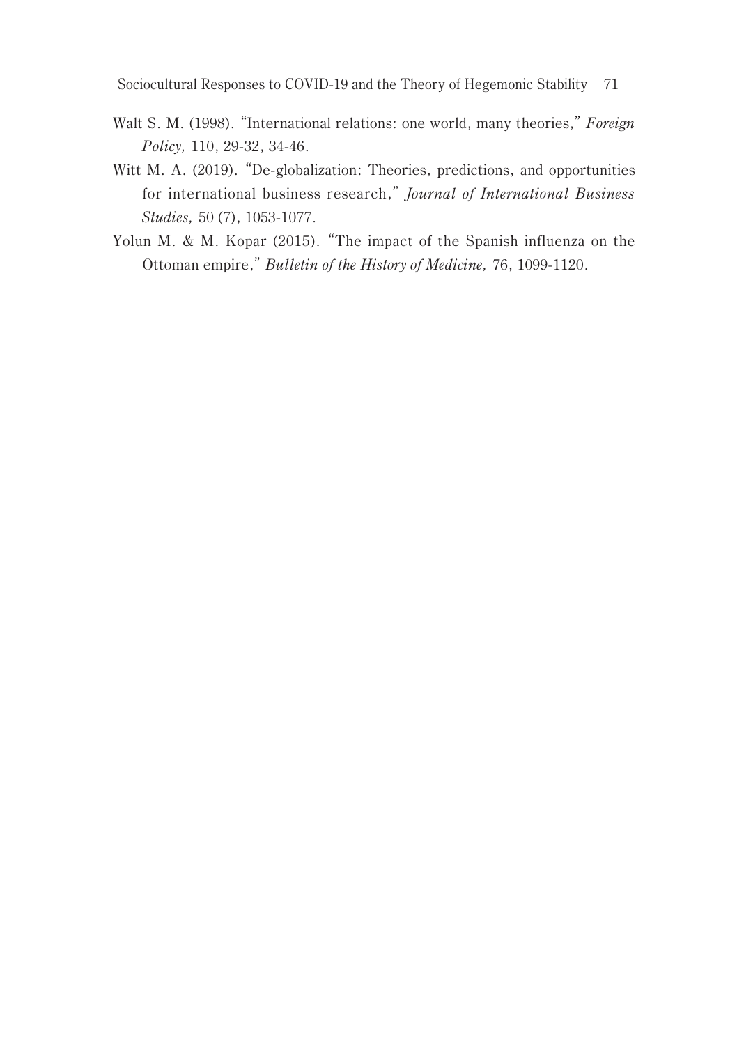Walt S. M. (1998). "International relations: one world, many theories," *Foreign Policy,* 110, 29-32, 34-46.

Witt M. A. (2019). "De-globalization: Theories, predictions, and opportunities for international business research," *Journal of International Business Studies,* 50 (7), 1053-1077.

Yolun M. & M. Kopar (2015). "The impact of the Spanish influenza on the Ottoman empire," *Bulletin of the History of Medicine,* 76, 1099-1120.